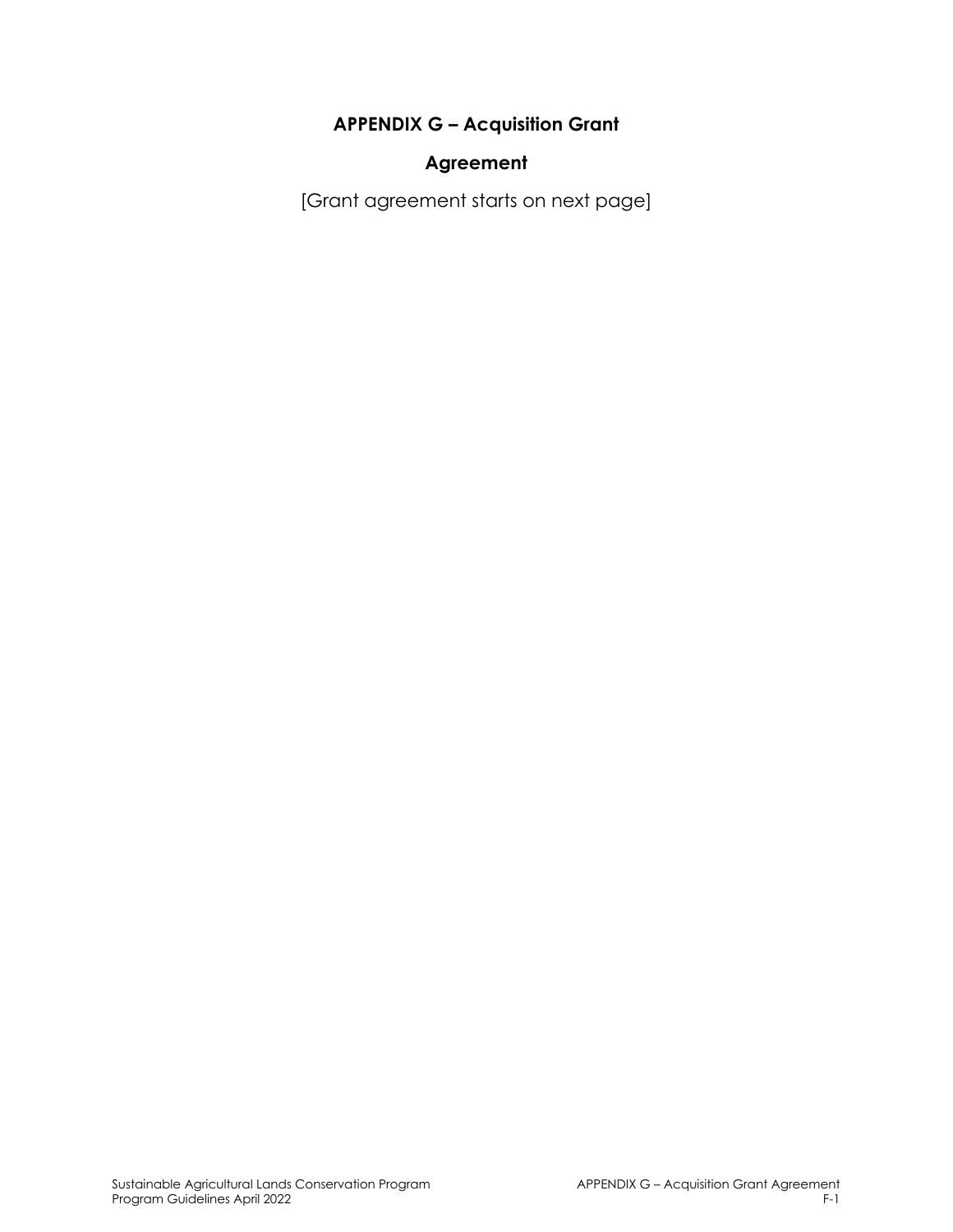# APPENDIX G – Acquisition Grant Agreement

[Grant agreement starts on next page]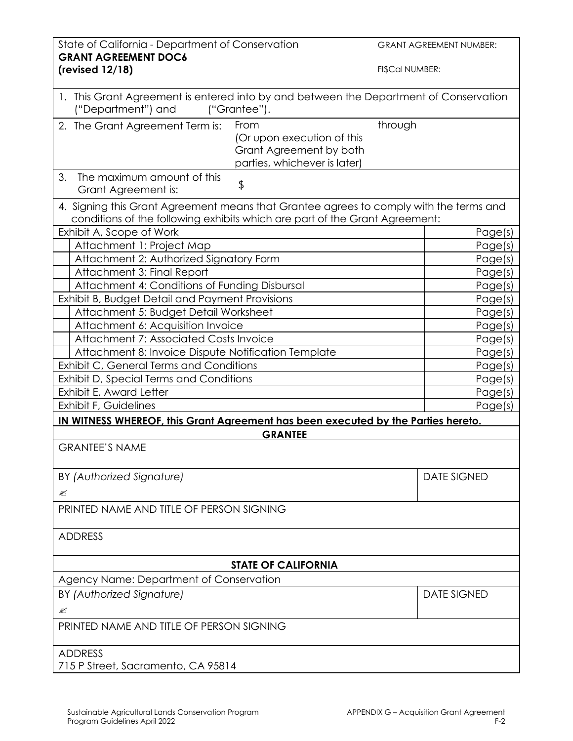State of California - Department of Conservation
**GRANT AGREEMENT DOC6**
**(revised 12/18)**

GRANT AGREEMENT NUMBER:

FI$Cal NUMBER:

1. This Grant Agreement is entered into by and between the Department of Conservation ("Department") and ("Grantee").

2. The Grant Agreement Term is: From through (Or upon execution of this Grant Agreement by both parties, whichever is later)

3. The maximum amount of this Grant Agreement is: $

4. Signing this Grant Agreement means that Grantee agrees to comply with the terms and conditions of the following exhibits which are part of the Grant Agreement:

| Exhibit | Pages |
|---|---|
| Exhibit A, Scope of Work | Page(s) |
| Attachment 1: Project Map | Page(s) |
| Attachment 2: Authorized Signatory Form | Page(s) |
| Attachment 3: Final Report | Page(s) |
| Attachment 4: Conditions of Funding Disbursal | Page(s) |
| Exhibit B, Budget Detail and Payment Provisions | Page(s) |
| Attachment 5: Budget Detail Worksheet | Page(s) |
| Attachment 6: Acquisition Invoice | Page(s) |
| Attachment 7: Associated Costs Invoice | Page(s) |
| Attachment 8: Invoice Dispute Notification Template | Page(s) |
| Exhibit C, General Terms and Conditions | Page(s) |
| Exhibit D, Special Terms and Conditions | Page(s) |
| Exhibit E, Award Letter | Page(s) |
| Exhibit F, Guidelines | Page(s) |

**IN WITNESS WHEREOF, this Grant Agreement has been executed by the Parties hereto.**

**GRANTEE**

| GRANTEE'S NAME | |
|---|---|
| BY *(Authorized Signature)* ✍ | DATE SIGNED |
| PRINTED NAME AND TITLE OF PERSON SIGNING | |
| ADDRESS | |

**STATE OF CALIFORNIA**

| Agency Name: Department of Conservation | |
|---|---|
| BY *(Authorized Signature)* ✍ | DATE SIGNED |
| PRINTED NAME AND TITLE OF PERSON SIGNING | |
| ADDRESS<br>715 P Street, Sacramento, CA 95814 | |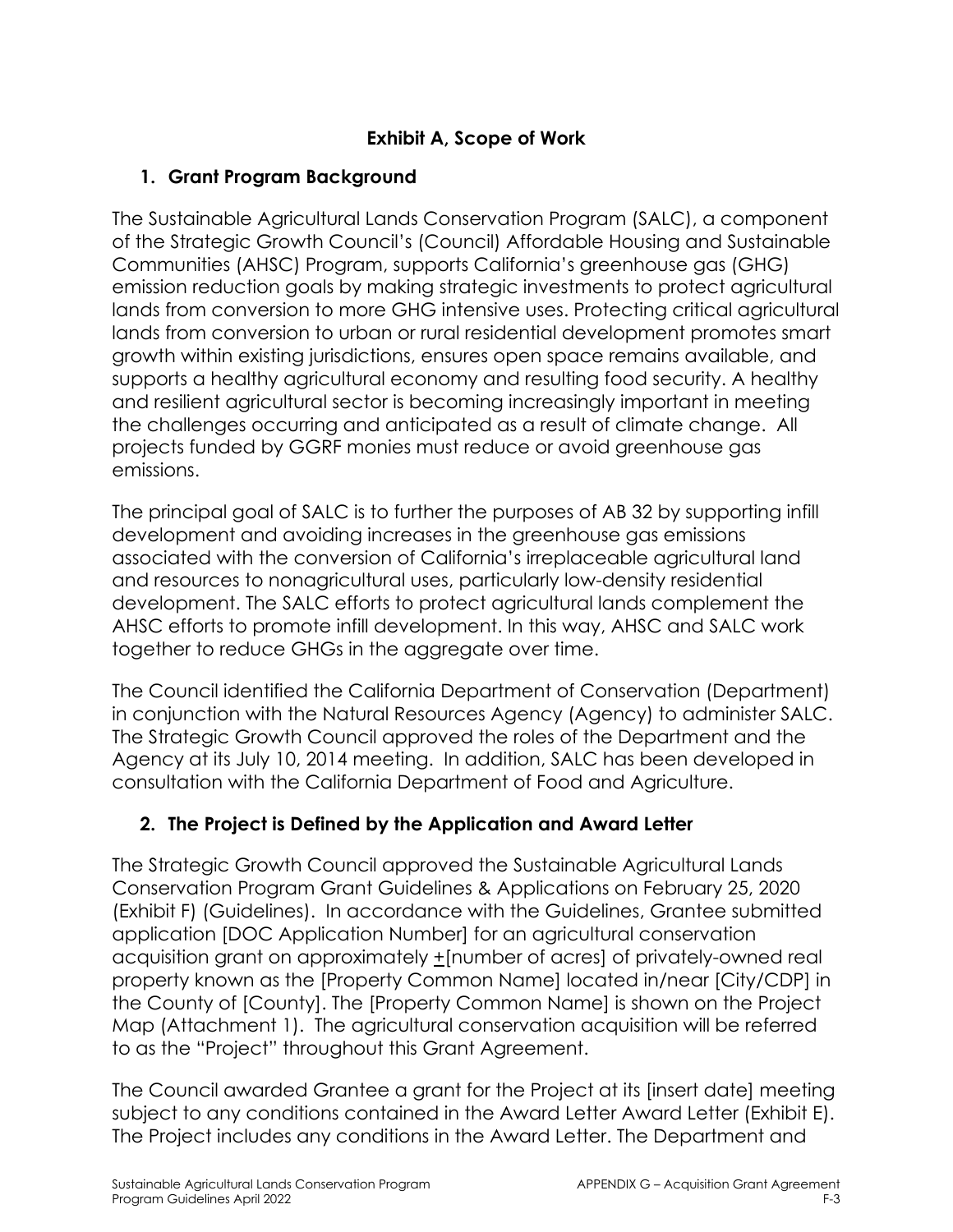## Exhibit A, Scope of Work

### 1. Grant Program Background

The Sustainable Agricultural Lands Conservation Program (SALC), a component of the Strategic Growth Council's (Council) Affordable Housing and Sustainable Communities (AHSC) Program, supports California's greenhouse gas (GHG) emission reduction goals by making strategic investments to protect agricultural lands from conversion to more GHG intensive uses. Protecting critical agricultural lands from conversion to urban or rural residential development promotes smart growth within existing jurisdictions, ensures open space remains available, and supports a healthy agricultural economy and resulting food security. A healthy and resilient agricultural sector is becoming increasingly important in meeting the challenges occurring and anticipated as a result of climate change. All projects funded by GGRF monies must reduce or avoid greenhouse gas emissions.

The principal goal of SALC is to further the purposes of AB 32 by supporting infill development and avoiding increases in the greenhouse gas emissions associated with the conversion of California's irreplaceable agricultural land and resources to nonagricultural uses, particularly low-density residential development. The SALC efforts to protect agricultural lands complement the AHSC efforts to promote infill development. In this way, AHSC and SALC work together to reduce GHGs in the aggregate over time.

The Council identified the California Department of Conservation (Department) in conjunction with the Natural Resources Agency (Agency) to administer SALC. The Strategic Growth Council approved the roles of the Department and the Agency at its July 10, 2014 meeting. In addition, SALC has been developed in consultation with the California Department of Food and Agriculture.

### 2. The Project is Defined by the Application and Award Letter

The Strategic Growth Council approved the Sustainable Agricultural Lands Conservation Program Grant Guidelines & Applications on February 25, 2020 (Exhibit F) (Guidelines). In accordance with the Guidelines, Grantee submitted application [DOC Application Number] for an agricultural conservation acquisition grant on approximately ±[number of acres] of privately-owned real property known as the [Property Common Name] located in/near [City/CDP] in the County of [County]. The [Property Common Name] is shown on the Project Map (Attachment 1). The agricultural conservation acquisition will be referred to as the "Project" throughout this Grant Agreement.

The Council awarded Grantee a grant for the Project at its [insert date] meeting subject to any conditions contained in the Award Letter Award Letter (Exhibit E). The Project includes any conditions in the Award Letter. The Department and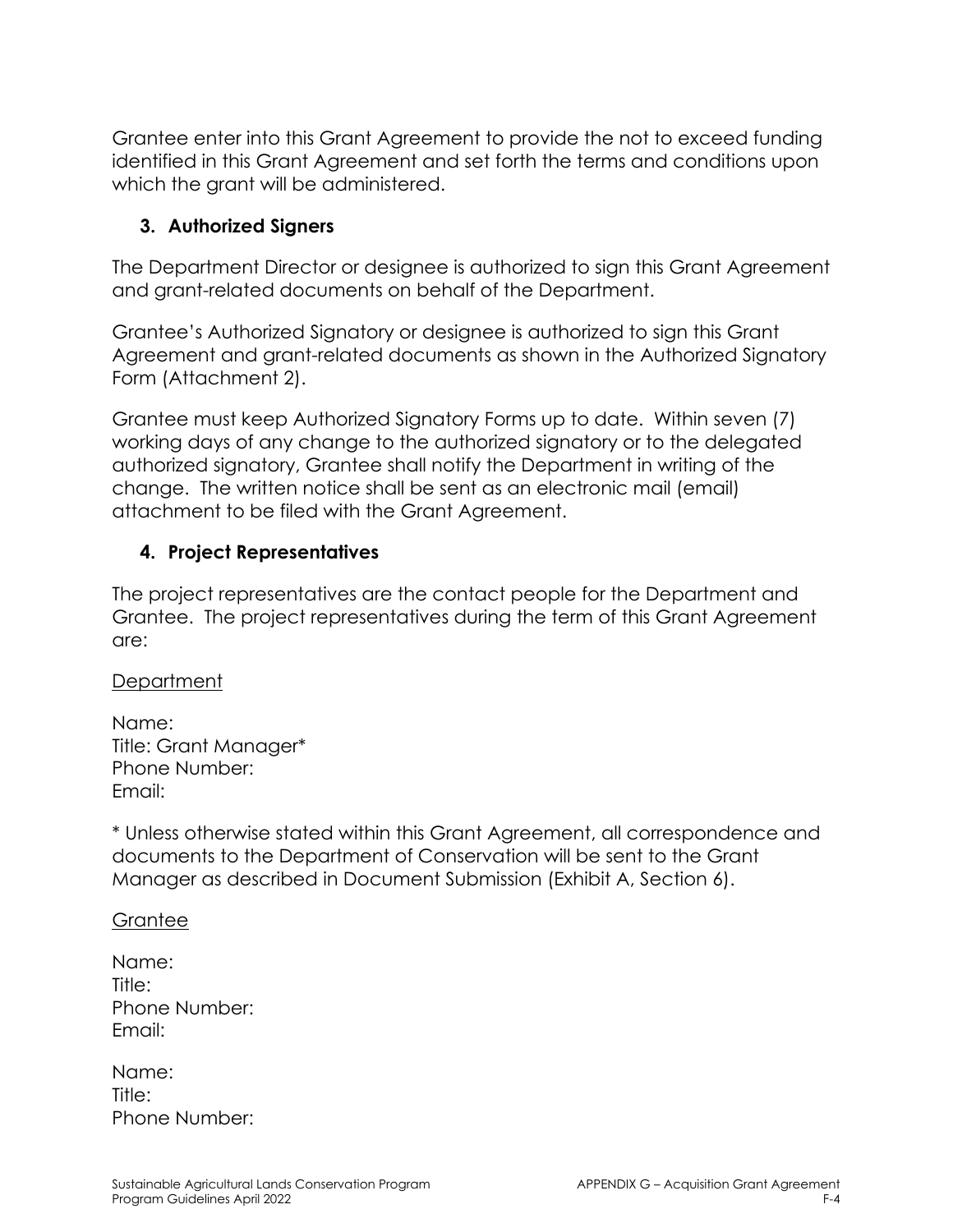Grantee enter into this Grant Agreement to provide the not to exceed funding identified in this Grant Agreement and set forth the terms and conditions upon which the grant will be administered.

### 3. Authorized Signers

The Department Director or designee is authorized to sign this Grant Agreement and grant-related documents on behalf of the Department.

Grantee's Authorized Signatory or designee is authorized to sign this Grant Agreement and grant-related documents as shown in the Authorized Signatory Form (Attachment 2).

Grantee must keep Authorized Signatory Forms up to date. Within seven (7) working days of any change to the authorized signatory or to the delegated authorized signatory, Grantee shall notify the Department in writing of the change. The written notice shall be sent as an electronic mail (email) attachment to be filed with the Grant Agreement.

### 4. Project Representatives

The project representatives are the contact people for the Department and Grantee. The project representatives during the term of this Grant Agreement are:

<u>Department</u>

Name:
Title: Grant Manager*
Phone Number:
Email:

* Unless otherwise stated within this Grant Agreement, all correspondence and documents to the Department of Conservation will be sent to the Grant Manager as described in Document Submission (Exhibit A, Section 6).

<u>Grantee</u>

Name:
Title:
Phone Number:
Email:

Name:
Title:
Phone Number: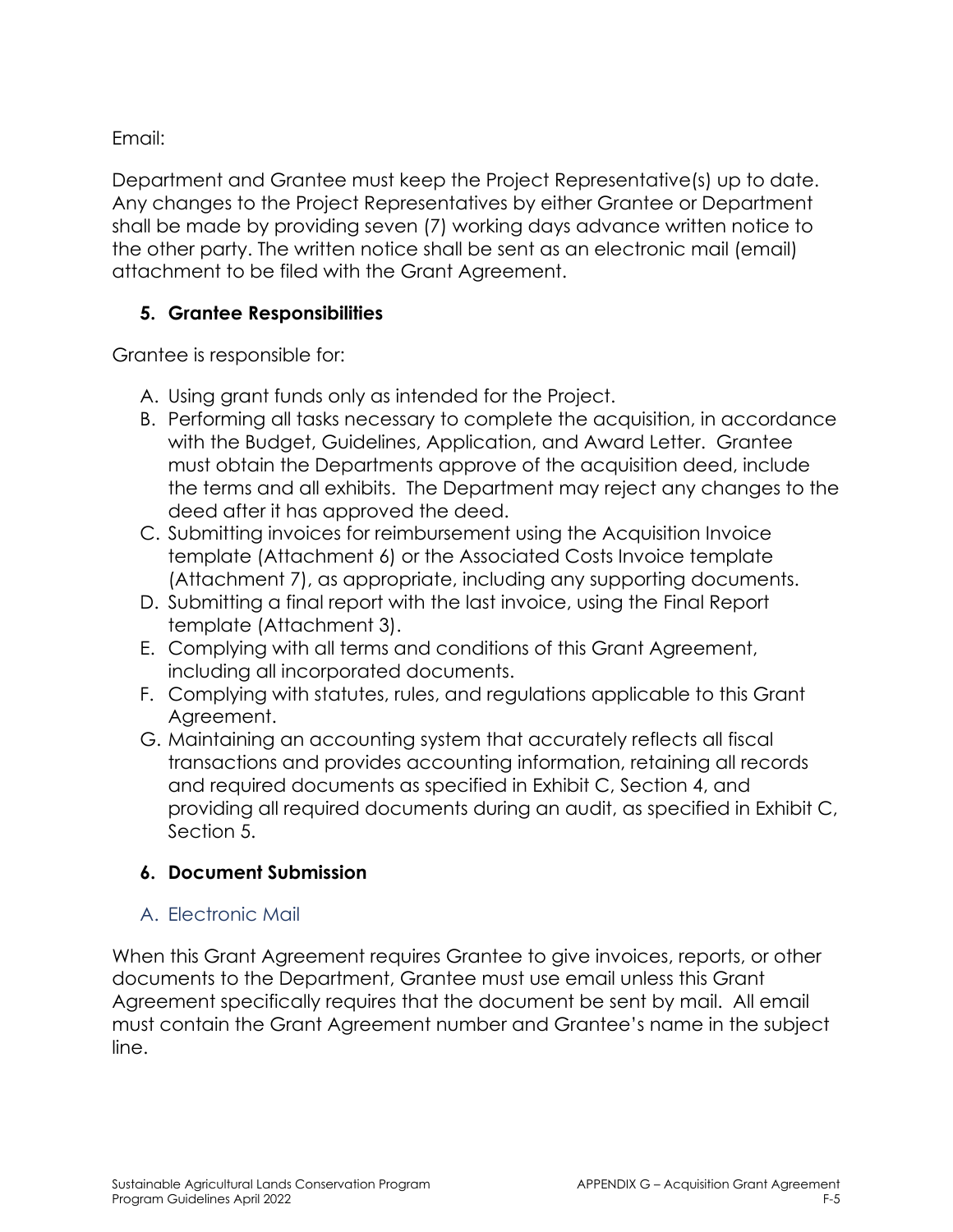Email:

Department and Grantee must keep the Project Representative(s) up to date. Any changes to the Project Representatives by either Grantee or Department shall be made by providing seven (7) working days advance written notice to the other party. The written notice shall be sent as an electronic mail (email) attachment to be filed with the Grant Agreement.

### 5. Grantee Responsibilities

Grantee is responsible for:

A. Using grant funds only as intended for the Project.
B. Performing all tasks necessary to complete the acquisition, in accordance with the Budget, Guidelines, Application, and Award Letter. Grantee must obtain the Departments approve of the acquisition deed, include the terms and all exhibits. The Department may reject any changes to the deed after it has approved the deed.
C. Submitting invoices for reimbursement using the Acquisition Invoice template (Attachment 6) or the Associated Costs Invoice template (Attachment 7), as appropriate, including any supporting documents.
D. Submitting a final report with the last invoice, using the Final Report template (Attachment 3).
E. Complying with all terms and conditions of this Grant Agreement, including all incorporated documents.
F. Complying with statutes, rules, and regulations applicable to this Grant Agreement.
G. Maintaining an accounting system that accurately reflects all fiscal transactions and provides accounting information, retaining all records and required documents as specified in Exhibit C, Section 4, and providing all required documents during an audit, as specified in Exhibit C, Section 5.

### 6. Document Submission

#### A. Electronic Mail

When this Grant Agreement requires Grantee to give invoices, reports, or other documents to the Department, Grantee must use email unless this Grant Agreement specifically requires that the document be sent by mail. All email must contain the Grant Agreement number and Grantee's name in the subject line.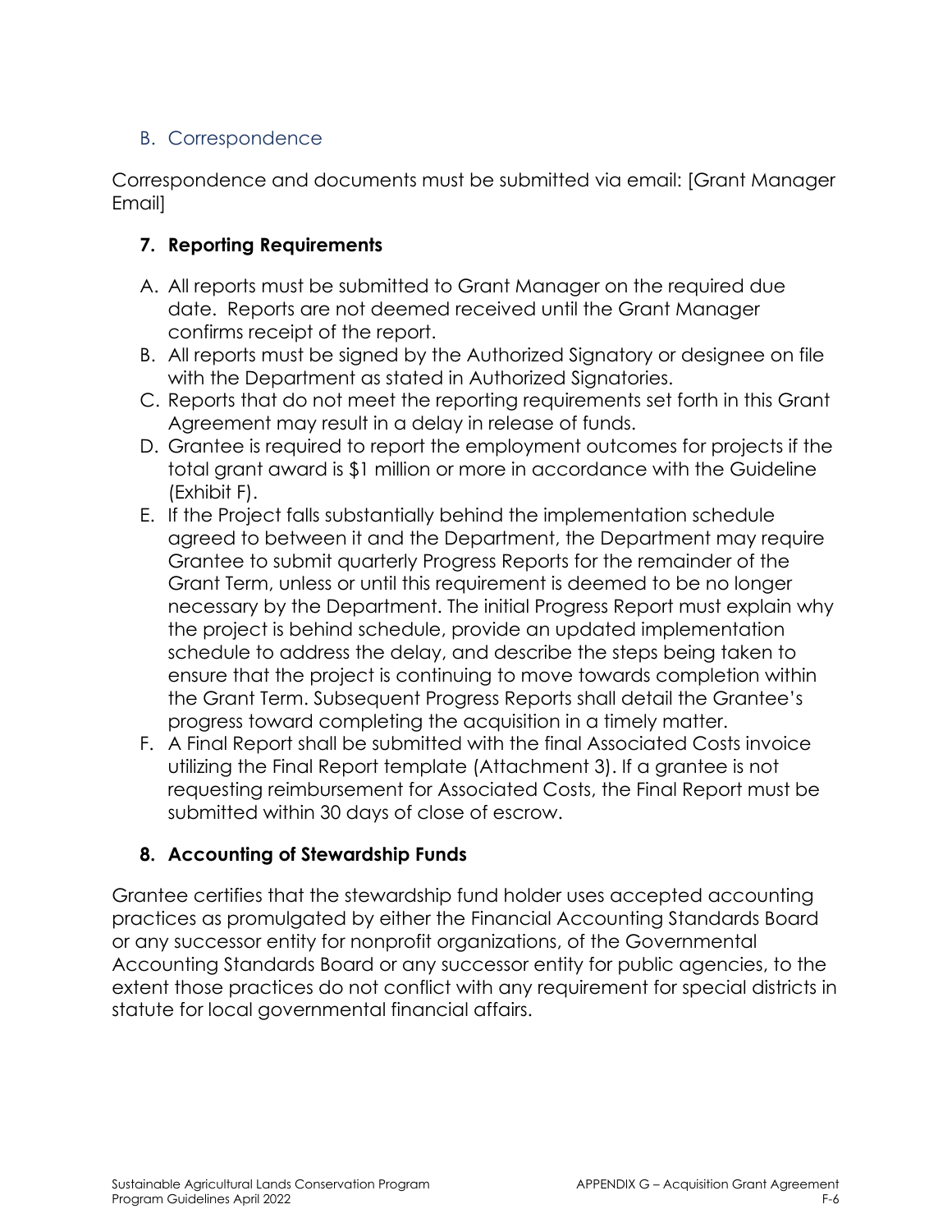### B. Correspondence

Correspondence and documents must be submitted via email: [Grant Manager Email]

### 7. Reporting Requirements

A. All reports must be submitted to Grant Manager on the required due date. Reports are not deemed received until the Grant Manager confirms receipt of the report.
B. All reports must be signed by the Authorized Signatory or designee on file with the Department as stated in Authorized Signatories.
C. Reports that do not meet the reporting requirements set forth in this Grant Agreement may result in a delay in release of funds.
D. Grantee is required to report the employment outcomes for projects if the total grant award is $1 million or more in accordance with the Guideline (Exhibit F).
E. If the Project falls substantially behind the implementation schedule agreed to between it and the Department, the Department may require Grantee to submit quarterly Progress Reports for the remainder of the Grant Term, unless or until this requirement is deemed to be no longer necessary by the Department. The initial Progress Report must explain why the project is behind schedule, provide an updated implementation schedule to address the delay, and describe the steps being taken to ensure that the project is continuing to move towards completion within the Grant Term. Subsequent Progress Reports shall detail the Grantee's progress toward completing the acquisition in a timely matter.
F. A Final Report shall be submitted with the final Associated Costs invoice utilizing the Final Report template (Attachment 3). If a grantee is not requesting reimbursement for Associated Costs, the Final Report must be submitted within 30 days of close of escrow.

### 8. Accounting of Stewardship Funds

Grantee certifies that the stewardship fund holder uses accepted accounting practices as promulgated by either the Financial Accounting Standards Board or any successor entity for nonprofit organizations, of the Governmental Accounting Standards Board or any successor entity for public agencies, to the extent those practices do not conflict with any requirement for special districts in statute for local governmental financial affairs.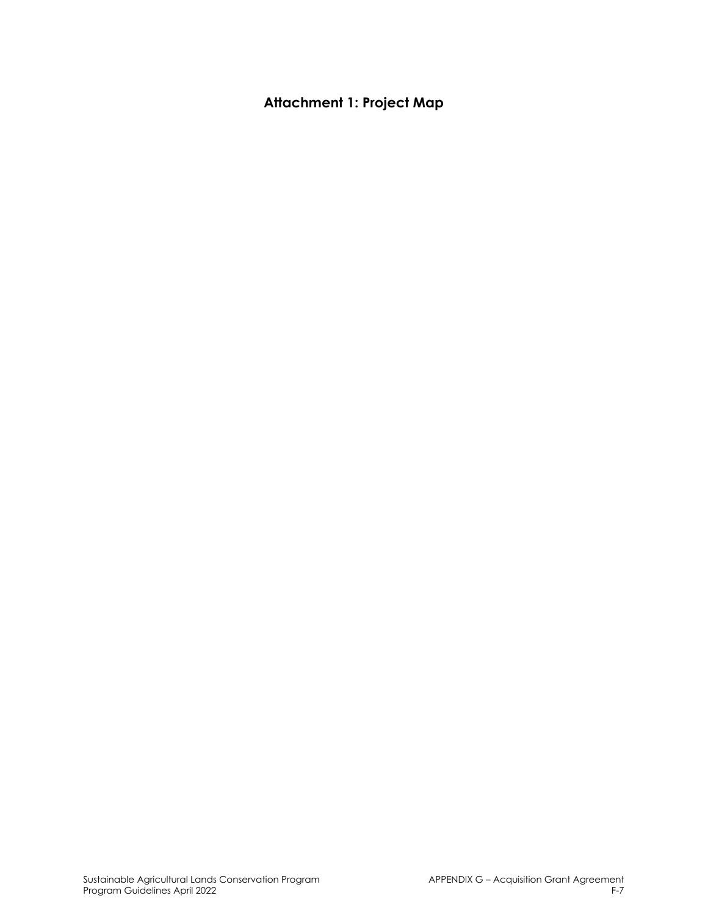# Attachment 1: Project Map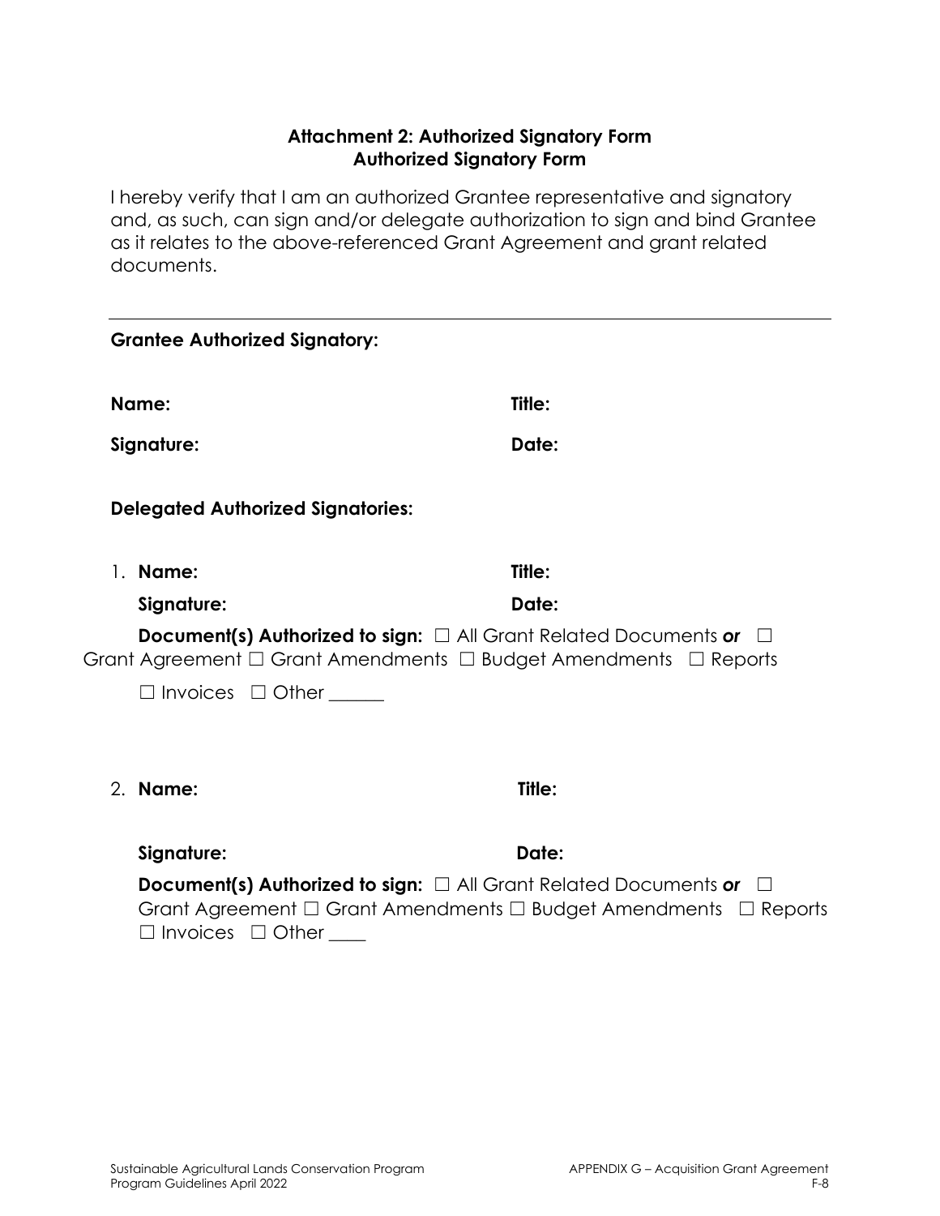### Attachment 2: Authorized Signatory Form
### Authorized Signatory Form

I hereby verify that I am an authorized Grantee representative and signatory and, as such, can sign and/or delegate authorization to sign and bind Grantee as it relates to the above-referenced Grant Agreement and grant related documents.

---

**Grantee Authorized Signatory:**

**Name:** **Title:**

**Signature:** **Date:**

**Delegated Authorized Signatories:**

1. **Name:** **Title:**

   **Signature:** **Date:**

   **Document(s) Authorized to sign:** ☐ All Grant Related Documents ***or*** ☐ Grant Agreement ☐ Grant Amendments ☐ Budget Amendments ☐ Reports ☐ Invoices ☐ Other ______

2. **Name:** **Title:**

   **Signature:** **Date:**

   **Document(s) Authorized to sign:** ☐ All Grant Related Documents ***or*** ☐ Grant Agreement ☐ Grant Amendments ☐ Budget Amendments ☐ Reports ☐ Invoices ☐ Other ____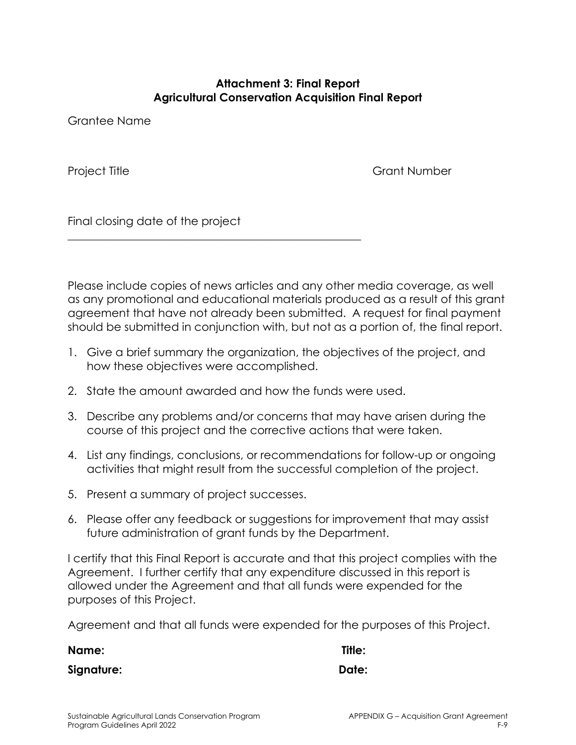**Attachment 3: Final Report**
**Agricultural Conservation Acquisition Final Report**

Grantee Name

Project Title

Grant Number

Final closing date of the project
_______________________________________________________

Please include copies of news articles and any other media coverage, as well as any promotional and educational materials produced as a result of this grant agreement that have not already been submitted. A request for final payment should be submitted in conjunction with, but not as a portion of, the final report.

1. Give a brief summary the organization, the objectives of the project, and how these objectives were accomplished.
2. State the amount awarded and how the funds were used.
3. Describe any problems and/or concerns that may have arisen during the course of this project and the corrective actions that were taken.
4. List any findings, conclusions, or recommendations for follow-up or ongoing activities that might result from the successful completion of the project.
5. Present a summary of project successes.
6. Please offer any feedback or suggestions for improvement that may assist future administration of grant funds by the Department.

I certify that this Final Report is accurate and that this project complies with the Agreement. I further certify that any expenditure discussed in this report is allowed under the Agreement and that all funds were expended for the purposes of this Project.

Agreement and that all funds were expended for the purposes of this Project.

**Name:** **Title:**

**Signature:** **Date:**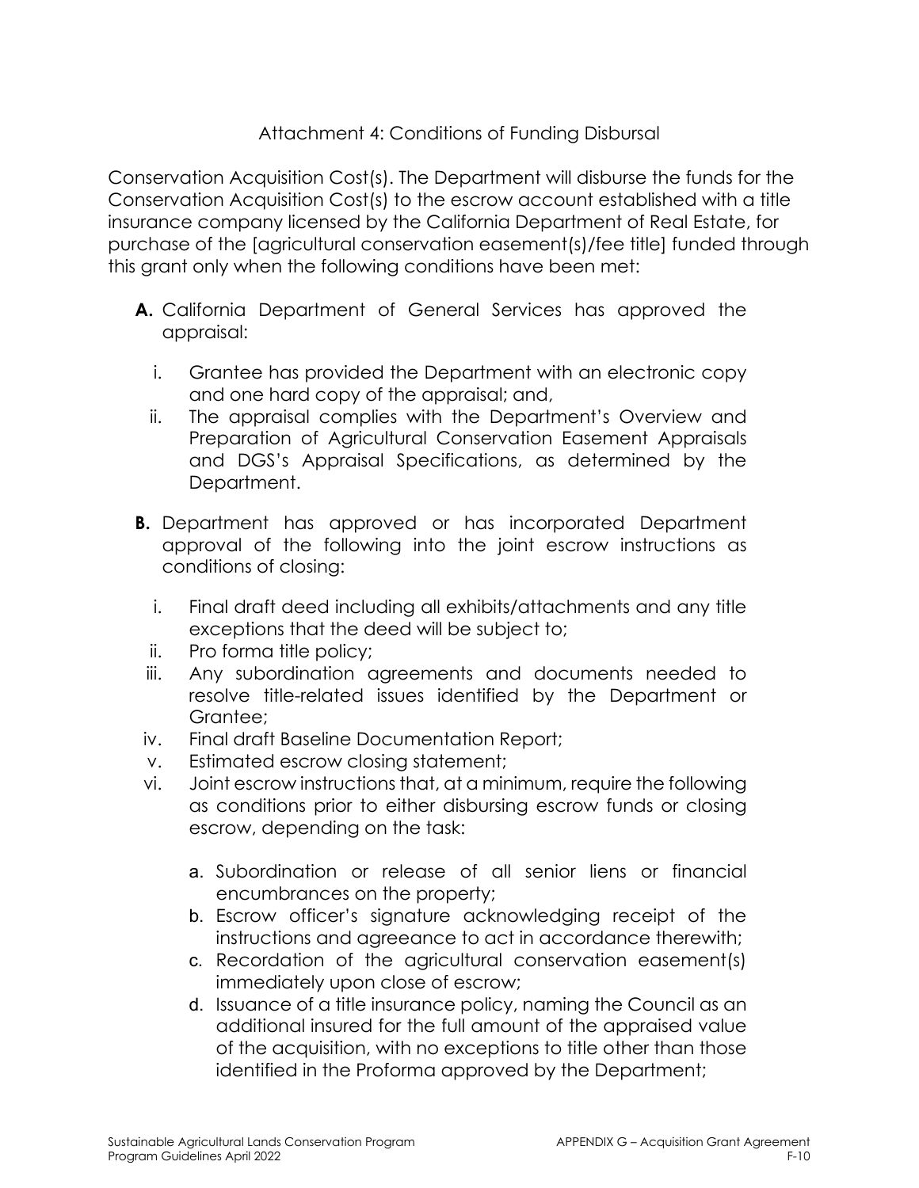## Attachment 4: Conditions of Funding Disbursal

Conservation Acquisition Cost(s). The Department will disburse the funds for the Conservation Acquisition Cost(s) to the escrow account established with a title insurance company licensed by the California Department of Real Estate, for purchase of the [agricultural conservation easement(s)/fee title] funded through this grant only when the following conditions have been met:

**A.** California Department of General Services has approved the appraisal:

   i. Grantee has provided the Department with an electronic copy and one hard copy of the appraisal; and,

   ii. The appraisal complies with the Department's Overview and Preparation of Agricultural Conservation Easement Appraisals and DGS's Appraisal Specifications, as determined by the Department.

**B.** Department has approved or has incorporated Department approval of the following into the joint escrow instructions as conditions of closing:

   i. Final draft deed including all exhibits/attachments and any title exceptions that the deed will be subject to;

   ii. Pro forma title policy;

   iii. Any subordination agreements and documents needed to resolve title-related issues identified by the Department or Grantee;

   iv. Final draft Baseline Documentation Report;

   v. Estimated escrow closing statement;

   vi. Joint escrow instructions that, at a minimum, require the following as conditions prior to either disbursing escrow funds or closing escrow, depending on the task:

      a. Subordination or release of all senior liens or financial encumbrances on the property;

      b. Escrow officer's signature acknowledging receipt of the instructions and agreeance to act in accordance therewith;

      c. Recordation of the agricultural conservation easement(s) immediately upon close of escrow;

      d. Issuance of a title insurance policy, naming the Council as an additional insured for the full amount of the appraised value of the acquisition, with no exceptions to title other than those identified in the Proforma approved by the Department;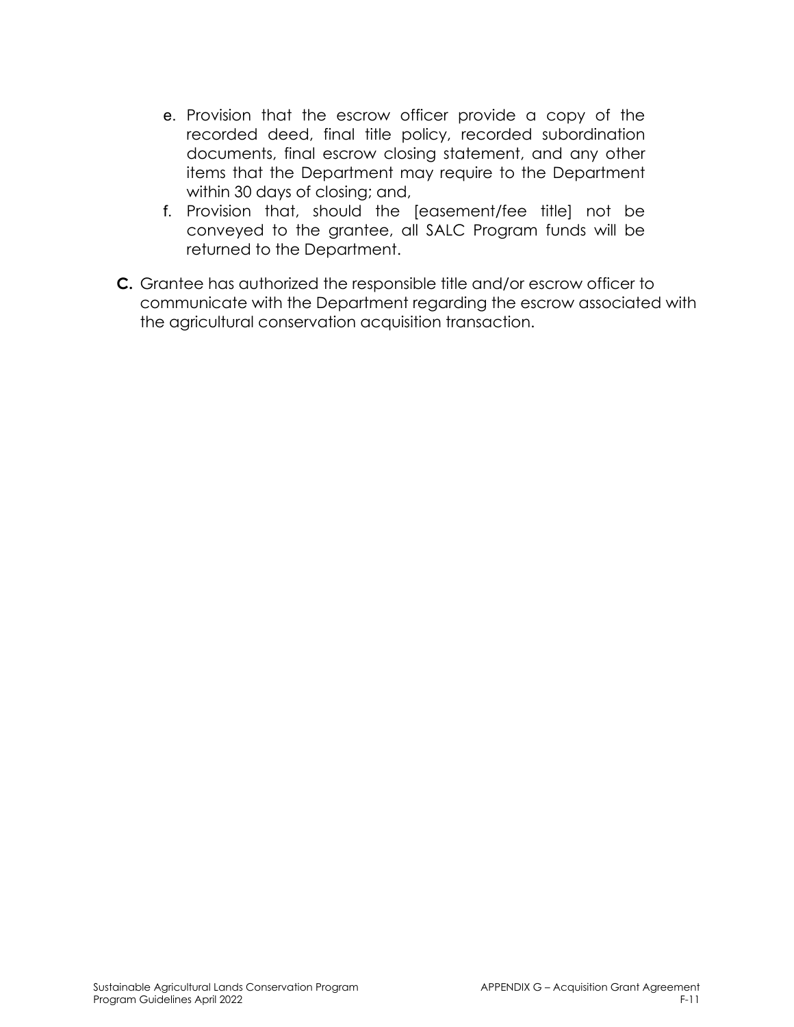e. Provision that the escrow officer provide a copy of the recorded deed, final title policy, recorded subordination documents, final escrow closing statement, and any other items that the Department may require to the Department within 30 days of closing; and,

f. Provision that, should the [easement/fee title] not be conveyed to the grantee, all SALC Program funds will be returned to the Department.

**C.** Grantee has authorized the responsible title and/or escrow officer to communicate with the Department regarding the escrow associated with the agricultural conservation acquisition transaction.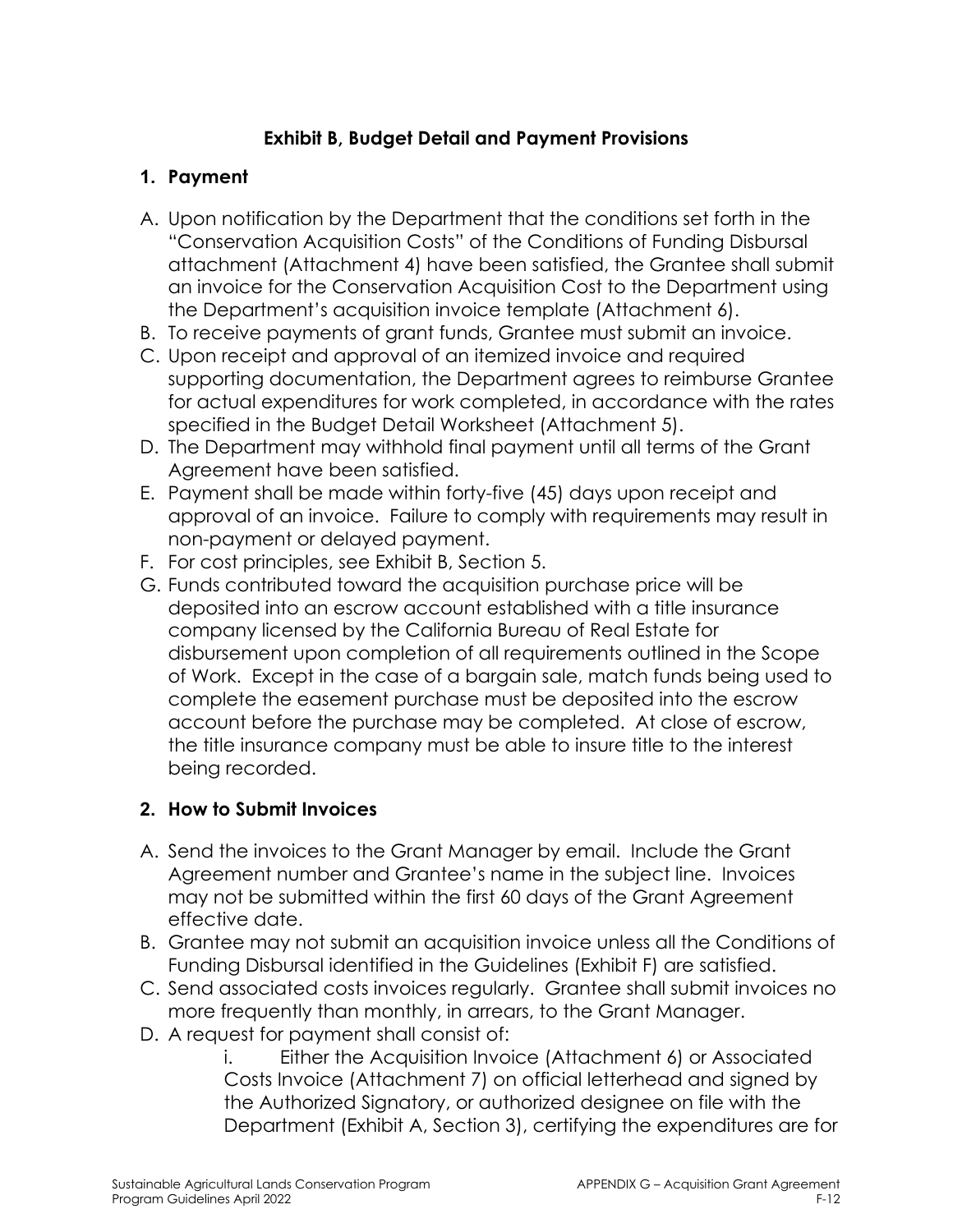## Exhibit B, Budget Detail and Payment Provisions

### 1. Payment

A. Upon notification by the Department that the conditions set forth in the "Conservation Acquisition Costs" of the Conditions of Funding Disbursal attachment (Attachment 4) have been satisfied, the Grantee shall submit an invoice for the Conservation Acquisition Cost to the Department using the Department's acquisition invoice template (Attachment 6).

B. To receive payments of grant funds, Grantee must submit an invoice.

C. Upon receipt and approval of an itemized invoice and required supporting documentation, the Department agrees to reimburse Grantee for actual expenditures for work completed, in accordance with the rates specified in the Budget Detail Worksheet (Attachment 5).

D. The Department may withhold final payment until all terms of the Grant Agreement have been satisfied.

E. Payment shall be made within forty-five (45) days upon receipt and approval of an invoice. Failure to comply with requirements may result in non-payment or delayed payment.

F. For cost principles, see Exhibit B, Section 5.

G. Funds contributed toward the acquisition purchase price will be deposited into an escrow account established with a title insurance company licensed by the California Bureau of Real Estate for disbursement upon completion of all requirements outlined in the Scope of Work. Except in the case of a bargain sale, match funds being used to complete the easement purchase must be deposited into the escrow account before the purchase may be completed. At close of escrow, the title insurance company must be able to insure title to the interest being recorded.

### 2. How to Submit Invoices

A. Send the invoices to the Grant Manager by email. Include the Grant Agreement number and Grantee's name in the subject line. Invoices may not be submitted within the first 60 days of the Grant Agreement effective date.

B. Grantee may not submit an acquisition invoice unless all the Conditions of Funding Disbursal identified in the Guidelines (Exhibit F) are satisfied.

C. Send associated costs invoices regularly. Grantee shall submit invoices no more frequently than monthly, in arrears, to the Grant Manager.

D. A request for payment shall consist of:

   i. Either the Acquisition Invoice (Attachment 6) or Associated Costs Invoice (Attachment 7) on official letterhead and signed by the Authorized Signatory, or authorized designee on file with the Department (Exhibit A, Section 3), certifying the expenditures are for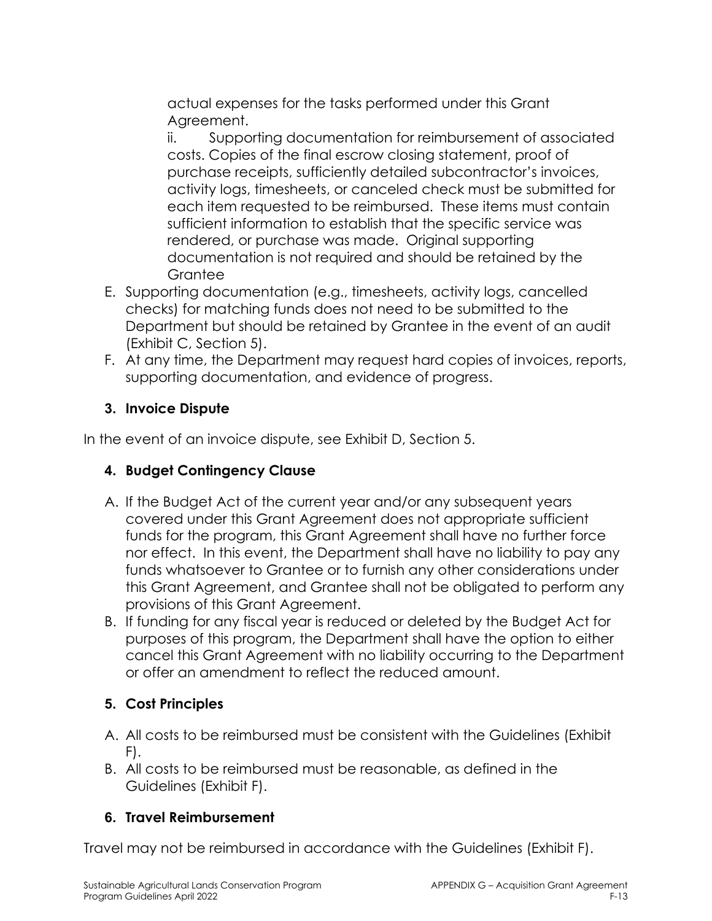actual expenses for the tasks performed under this Grant Agreement.

ii. Supporting documentation for reimbursement of associated costs. Copies of the final escrow closing statement, proof of purchase receipts, sufficiently detailed subcontractor's invoices, activity logs, timesheets, or canceled check must be submitted for each item requested to be reimbursed. These items must contain sufficient information to establish that the specific service was rendered, or purchase was made. Original supporting documentation is not required and should be retained by the Grantee

E. Supporting documentation (e.g., timesheets, activity logs, cancelled checks) for matching funds does not need to be submitted to the Department but should be retained by Grantee in the event of an audit (Exhibit C, Section 5).

F. At any time, the Department may request hard copies of invoices, reports, supporting documentation, and evidence of progress.

### 3. Invoice Dispute

In the event of an invoice dispute, see Exhibit D, Section 5.

### 4. Budget Contingency Clause

A. If the Budget Act of the current year and/or any subsequent years covered under this Grant Agreement does not appropriate sufficient funds for the program, this Grant Agreement shall have no further force nor effect. In this event, the Department shall have no liability to pay any funds whatsoever to Grantee or to furnish any other considerations under this Grant Agreement, and Grantee shall not be obligated to perform any provisions of this Grant Agreement.

B. If funding for any fiscal year is reduced or deleted by the Budget Act for purposes of this program, the Department shall have the option to either cancel this Grant Agreement with no liability occurring to the Department or offer an amendment to reflect the reduced amount.

### 5. Cost Principles

A. All costs to be reimbursed must be consistent with the Guidelines (Exhibit F).

B. All costs to be reimbursed must be reasonable, as defined in the Guidelines (Exhibit F).

### 6. Travel Reimbursement

Travel may not be reimbursed in accordance with the Guidelines (Exhibit F).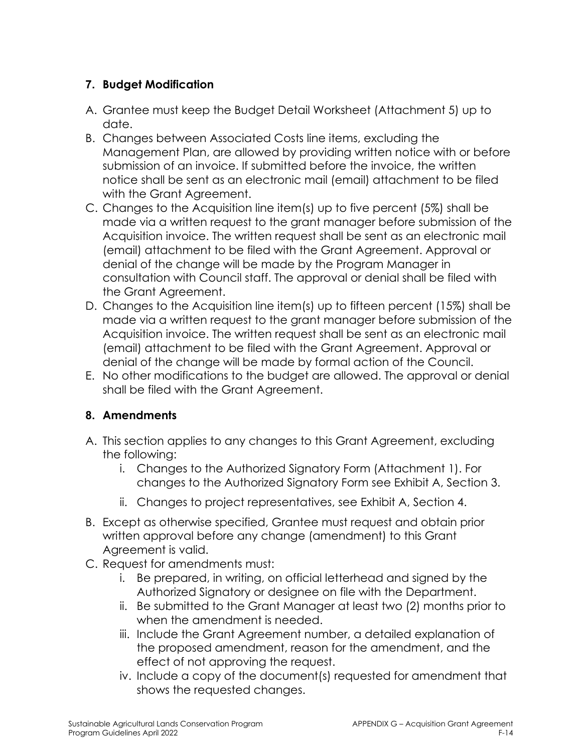### 7. Budget Modification

A. Grantee must keep the Budget Detail Worksheet (Attachment 5) up to date.

B. Changes between Associated Costs line items, excluding the Management Plan, are allowed by providing written notice with or before submission of an invoice. If submitted before the invoice, the written notice shall be sent as an electronic mail (email) attachment to be filed with the Grant Agreement.

C. Changes to the Acquisition line item(s) up to five percent (5%) shall be made via a written request to the grant manager before submission of the Acquisition invoice. The written request shall be sent as an electronic mail (email) attachment to be filed with the Grant Agreement. Approval or denial of the change will be made by the Program Manager in consultation with Council staff. The approval or denial shall be filed with the Grant Agreement.

D. Changes to the Acquisition line item(s) up to fifteen percent (15%) shall be made via a written request to the grant manager before submission of the Acquisition invoice. The written request shall be sent as an electronic mail (email) attachment to be filed with the Grant Agreement. Approval or denial of the change will be made by formal action of the Council.

E. No other modifications to the budget are allowed. The approval or denial shall be filed with the Grant Agreement.

### 8. Amendments

A. This section applies to any changes to this Grant Agreement, excluding the following:

   i. Changes to the Authorized Signatory Form (Attachment 1). For changes to the Authorized Signatory Form see Exhibit A, Section 3.

   ii. Changes to project representatives, see Exhibit A, Section 4.

B. Except as otherwise specified, Grantee must request and obtain prior written approval before any change (amendment) to this Grant Agreement is valid.

C. Request for amendments must:

   i. Be prepared, in writing, on official letterhead and signed by the Authorized Signatory or designee on file with the Department.

   ii. Be submitted to the Grant Manager at least two (2) months prior to when the amendment is needed.

   iii. Include the Grant Agreement number, a detailed explanation of the proposed amendment, reason for the amendment, and the effect of not approving the request.

   iv. Include a copy of the document(s) requested for amendment that shows the requested changes.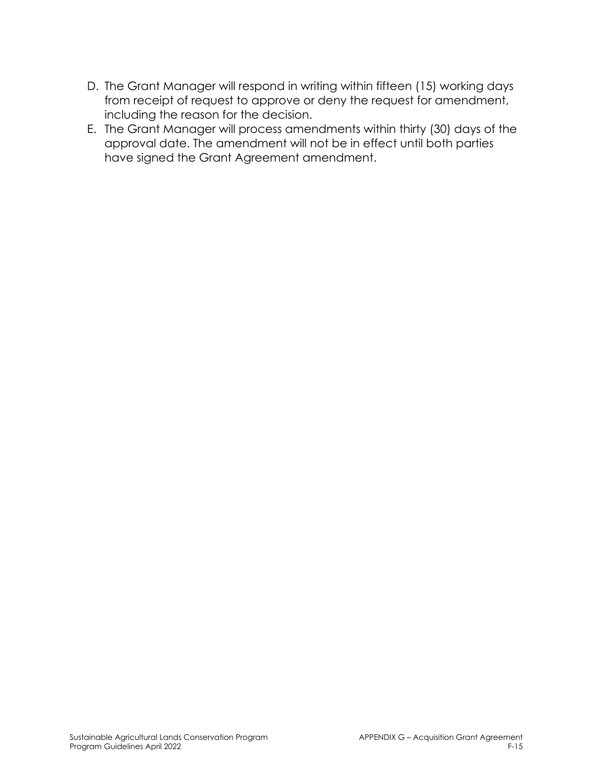D. The Grant Manager will respond in writing within fifteen (15) working days from receipt of request to approve or deny the request for amendment, including the reason for the decision.

E. The Grant Manager will process amendments within thirty (30) days of the approval date. The amendment will not be in effect until both parties have signed the Grant Agreement amendment.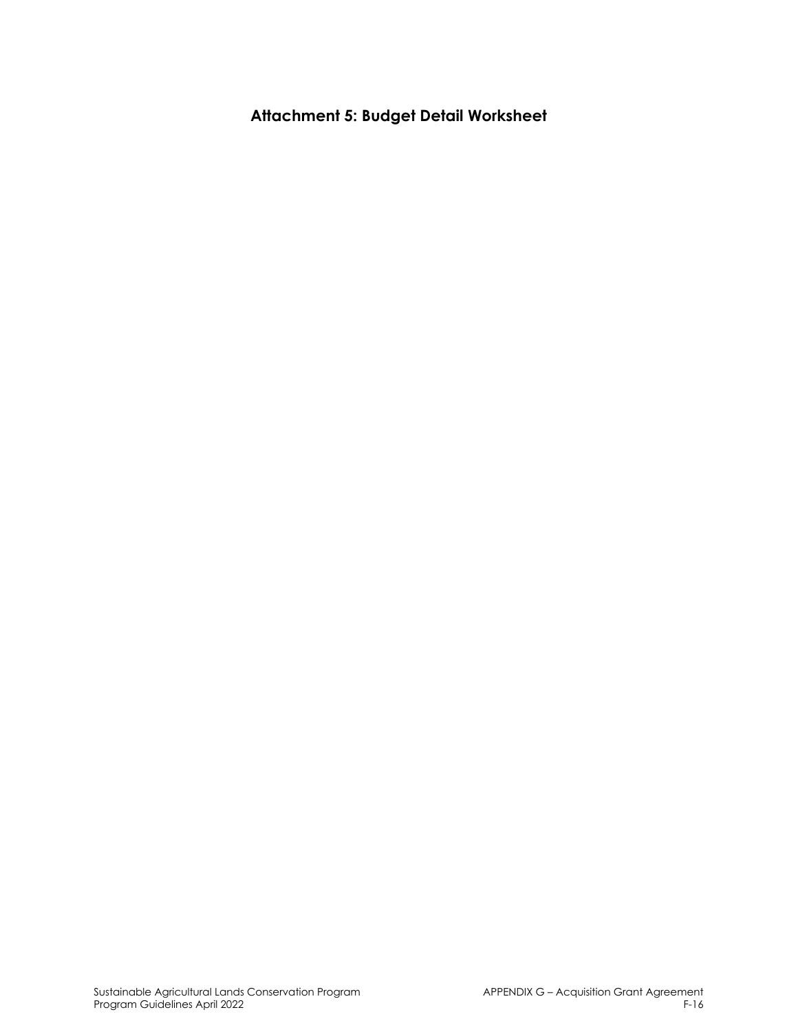## Attachment 5: Budget Detail Worksheet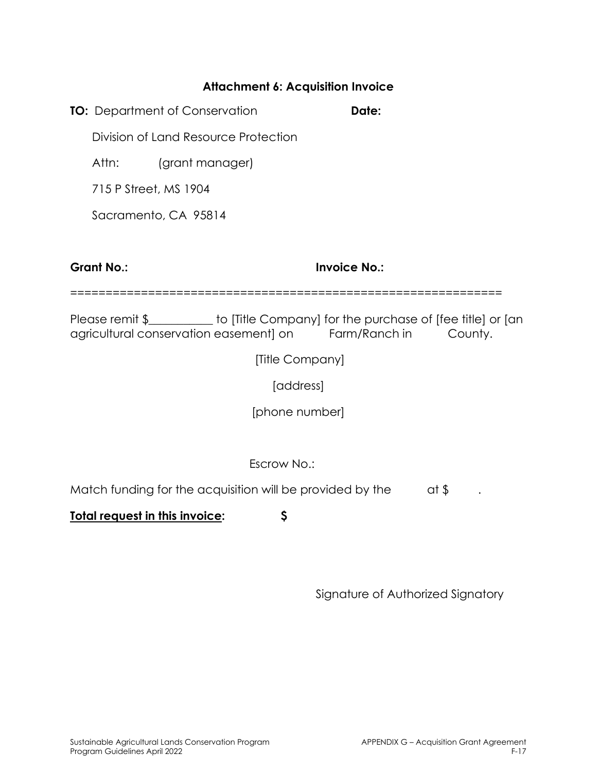### Attachment 6: Acquisition Invoice

**TO:** Department of Conservation **Date:**

Division of Land Resource Protection

Attn: (grant manager)

715 P Street, MS 1904

Sacramento, CA 95814

**Grant No.:** **Invoice No.:**

============================================================

Please remit $__________ to [Title Company] for the purchase of [fee title] or [an agricultural conservation easement] on Farm/Ranch in County.

[Title Company]

[address]

[phone number]

Escrow No.:

Match funding for the acquisition will be provided by the at $ .

**<u>Total request in this invoice</u>:** **$**

Signature of Authorized Signatory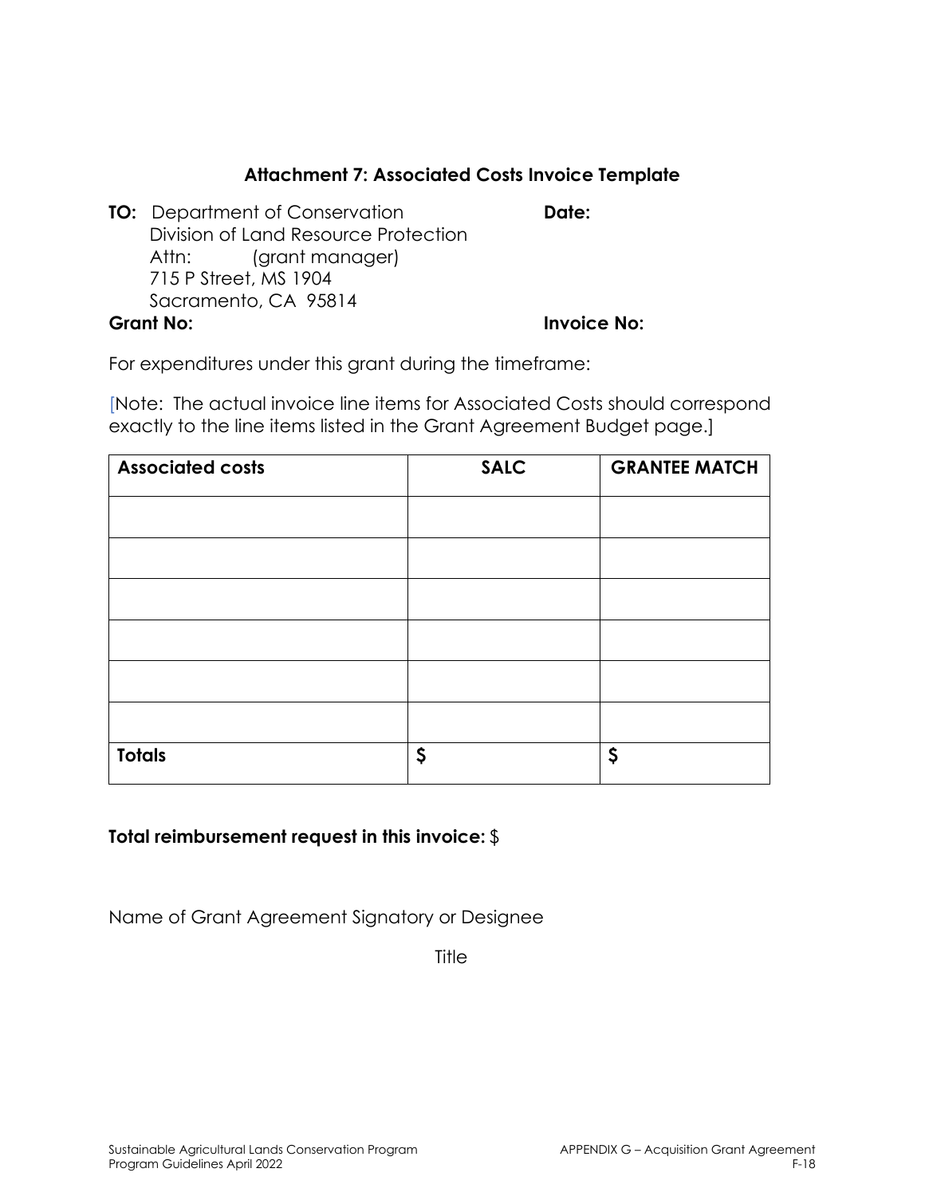### Attachment 7: Associated Costs Invoice Template

**TO:** Department of Conservation
Division of Land Resource Protection
Attn: (grant manager)
715 P Street, MS 1904
Sacramento, CA 95814

**Date:**

**Grant No:**

**Invoice No:**

For expenditures under this grant during the timeframe:

[Note: The actual invoice line items for Associated Costs should correspond exactly to the line items listed in the Grant Agreement Budget page.]

| Associated costs | SALC | GRANTEE MATCH |
|---|---|---|
| | | |
| | | |
| | | |
| | | |
| | | |
| | | |
| **Totals** | **$** | **$** |

**Total reimbursement request in this invoice:** $

Name of Grant Agreement Signatory or Designee

Title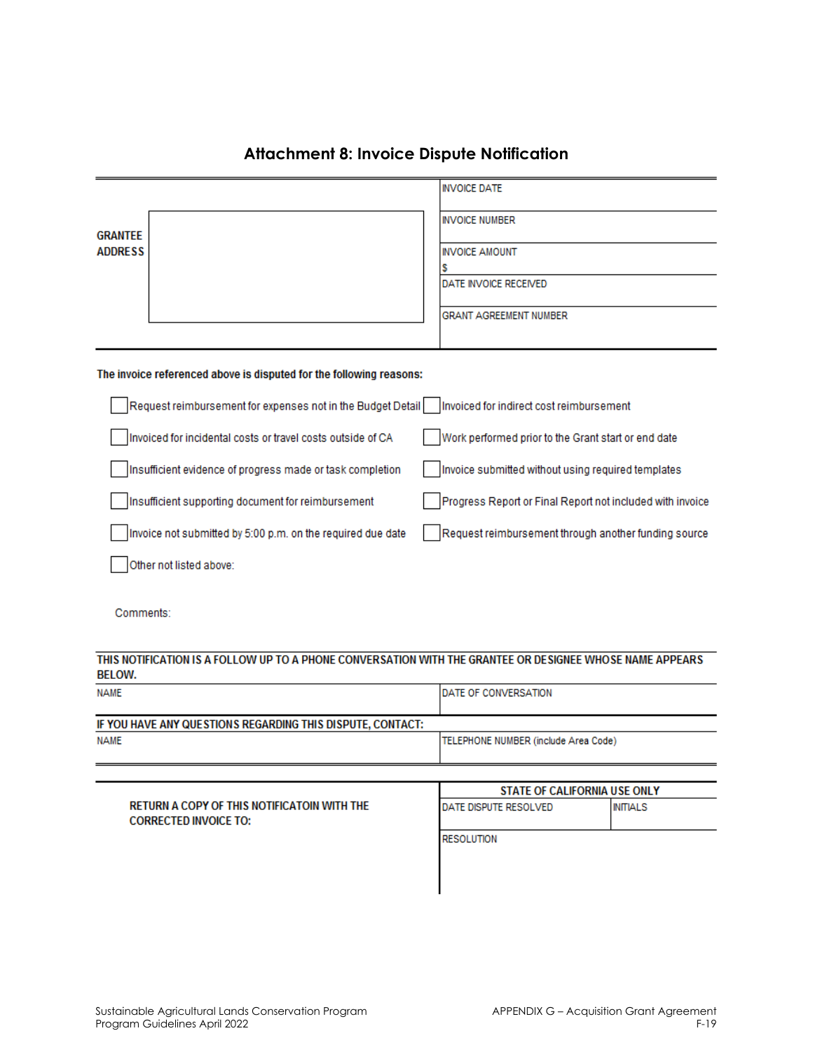## Attachment 8: Invoice Dispute Notification

| GRANTEE ADDRESS | |
|---|---|
| | INVOICE DATE |
| | INVOICE NUMBER |
| | INVOICE AMOUNT<br>$ |
| | DATE INVOICE RECEIVED |
| | GRANT AGREEMENT NUMBER |

**The invoice referenced above is disputed for the following reasons:**

- [ ] Request reimbursement for expenses not in the Budget Detail
- [ ] Invoiced for indirect cost reimbursement
- [ ] Invoiced for incidental costs or travel costs outside of CA
- [ ] Work performed prior to the Grant start or end date
- [ ] Insufficient evidence of progress made or task completion
- [ ] Invoice submitted without using required templates
- [ ] Insufficient supporting document for reimbursement
- [ ] Progress Report or Final Report not included with invoice
- [ ] Invoice not submitted by 5:00 p.m. on the required due date
- [ ] Request reimbursement through another funding source
- [ ] Other not listed above:

Comments:

**THIS NOTIFICATION IS A FOLLOW UP TO A PHONE CONVERSATION WITH THE GRANTEE OR DESIGNEE WHOSE NAME APPEARS BELOW.**

| NAME | DATE OF CONVERSATION |
|---|---|
| | |

**IF YOU HAVE ANY QUESTIONS REGARDING THIS DISPUTE, CONTACT:**

| NAME | TELEPHONE NUMBER (include Area Code) |
|---|---|
| | |

**RETURN A COPY OF THIS NOTIFICATOIN WITH THE CORRECTED INVOICE TO:**

| STATE OF CALIFORNIA USE ONLY | |
|---|---|
| DATE DISPUTE RESOLVED | INITIALS |
| RESOLUTION | |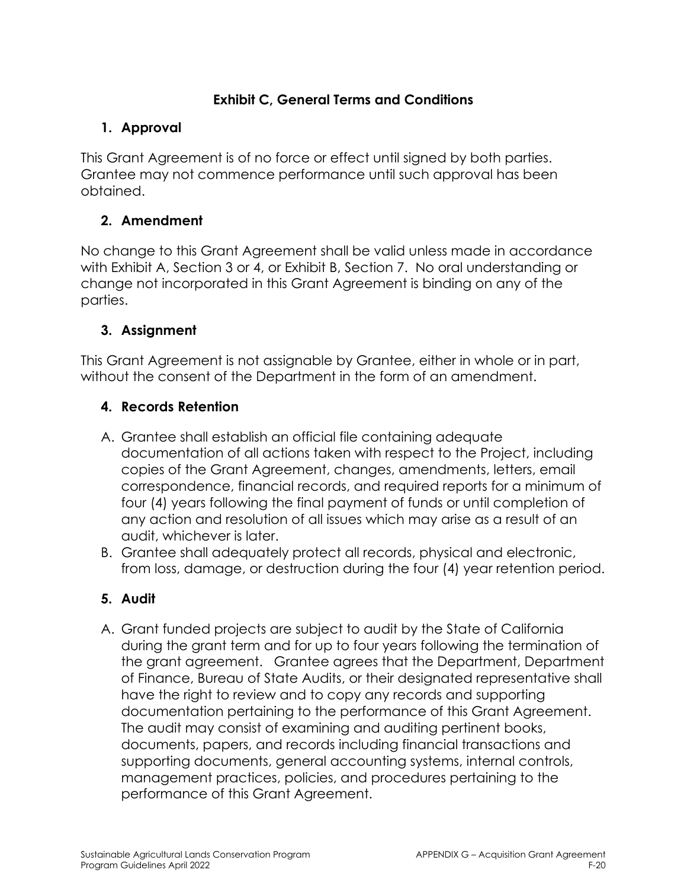# Exhibit C, General Terms and Conditions

## 1. Approval

This Grant Agreement is of no force or effect until signed by both parties. Grantee may not commence performance until such approval has been obtained.

## 2. Amendment

No change to this Grant Agreement shall be valid unless made in accordance with Exhibit A, Section 3 or 4, or Exhibit B, Section 7. No oral understanding or change not incorporated in this Grant Agreement is binding on any of the parties.

## 3. Assignment

This Grant Agreement is not assignable by Grantee, either in whole or in part, without the consent of the Department in the form of an amendment.

## 4. Records Retention

A. Grantee shall establish an official file containing adequate documentation of all actions taken with respect to the Project, including copies of the Grant Agreement, changes, amendments, letters, email correspondence, financial records, and required reports for a minimum of four (4) years following the final payment of funds or until completion of any action and resolution of all issues which may arise as a result of an audit, whichever is later.

B. Grantee shall adequately protect all records, physical and electronic, from loss, damage, or destruction during the four (4) year retention period.

## 5. Audit

A. Grant funded projects are subject to audit by the State of California during the grant term and for up to four years following the termination of the grant agreement. Grantee agrees that the Department, Department of Finance, Bureau of State Audits, or their designated representative shall have the right to review and to copy any records and supporting documentation pertaining to the performance of this Grant Agreement. The audit may consist of examining and auditing pertinent books, documents, papers, and records including financial transactions and supporting documents, general accounting systems, internal controls, management practices, policies, and procedures pertaining to the performance of this Grant Agreement.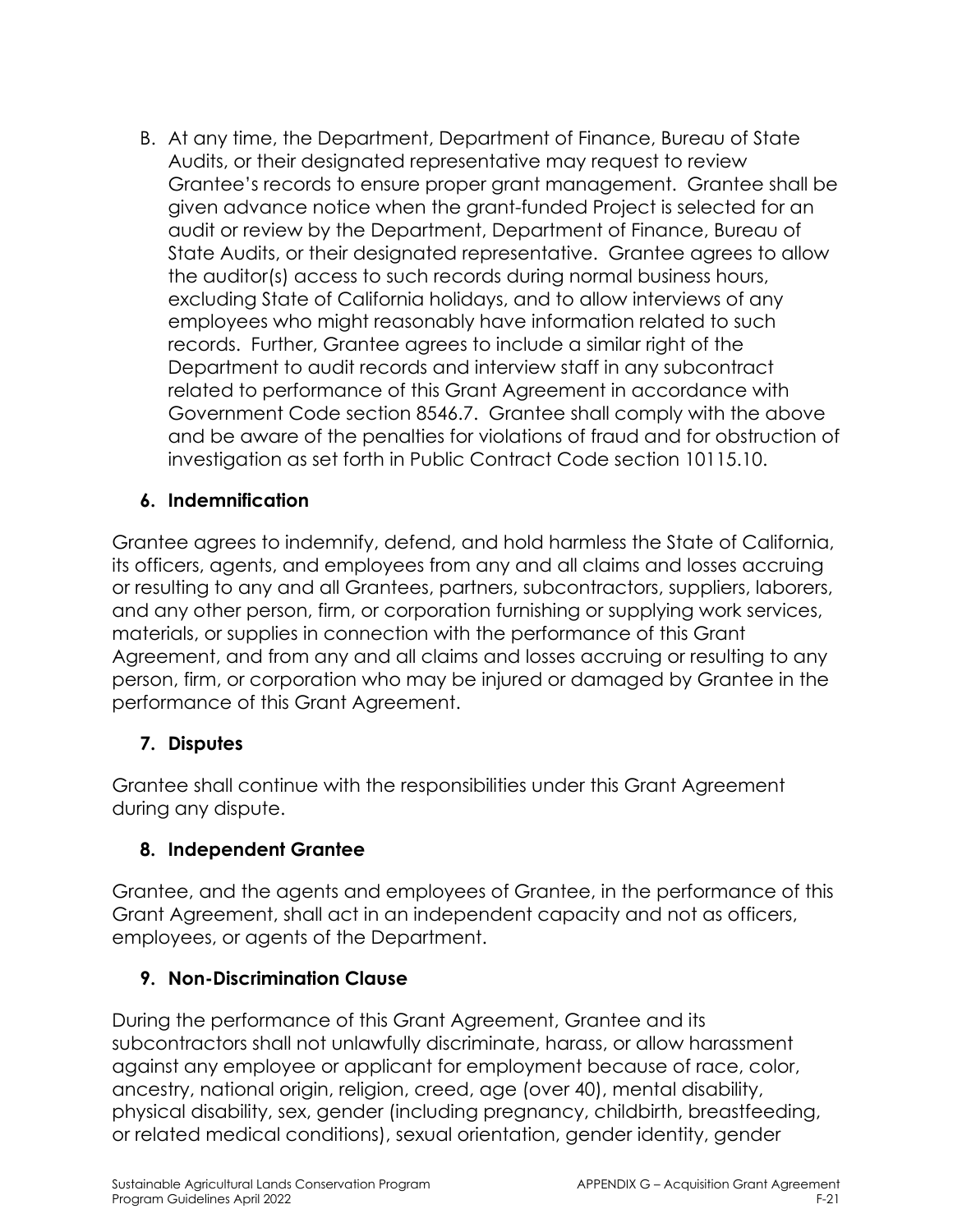B. At any time, the Department, Department of Finance, Bureau of State Audits, or their designated representative may request to review Grantee's records to ensure proper grant management. Grantee shall be given advance notice when the grant-funded Project is selected for an audit or review by the Department, Department of Finance, Bureau of State Audits, or their designated representative. Grantee agrees to allow the auditor(s) access to such records during normal business hours, excluding State of California holidays, and to allow interviews of any employees who might reasonably have information related to such records. Further, Grantee agrees to include a similar right of the Department to audit records and interview staff in any subcontract related to performance of this Grant Agreement in accordance with Government Code section 8546.7. Grantee shall comply with the above and be aware of the penalties for violations of fraud and for obstruction of investigation as set forth in Public Contract Code section 10115.10.

### 6. Indemnification

Grantee agrees to indemnify, defend, and hold harmless the State of California, its officers, agents, and employees from any and all claims and losses accruing or resulting to any and all Grantees, partners, subcontractors, suppliers, laborers, and any other person, firm, or corporation furnishing or supplying work services, materials, or supplies in connection with the performance of this Grant Agreement, and from any and all claims and losses accruing or resulting to any person, firm, or corporation who may be injured or damaged by Grantee in the performance of this Grant Agreement.

### 7. Disputes

Grantee shall continue with the responsibilities under this Grant Agreement during any dispute.

### 8. Independent Grantee

Grantee, and the agents and employees of Grantee, in the performance of this Grant Agreement, shall act in an independent capacity and not as officers, employees, or agents of the Department.

### 9. Non-Discrimination Clause

During the performance of this Grant Agreement, Grantee and its subcontractors shall not unlawfully discriminate, harass, or allow harassment against any employee or applicant for employment because of race, color, ancestry, national origin, religion, creed, age (over 40), mental disability, physical disability, sex, gender (including pregnancy, childbirth, breastfeeding, or related medical conditions), sexual orientation, gender identity, gender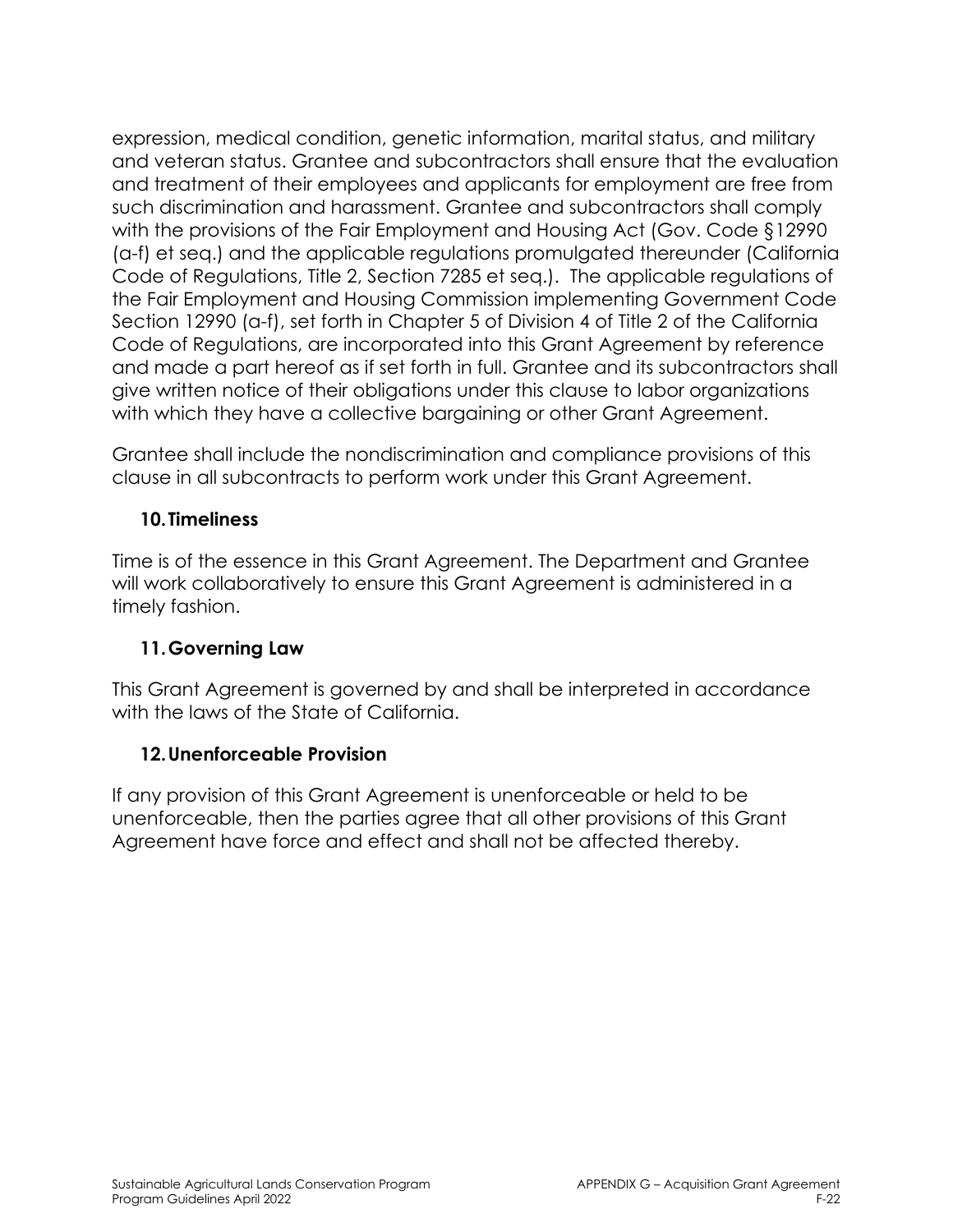expression, medical condition, genetic information, marital status, and military and veteran status. Grantee and subcontractors shall ensure that the evaluation and treatment of their employees and applicants for employment are free from such discrimination and harassment. Grantee and subcontractors shall comply with the provisions of the Fair Employment and Housing Act (Gov. Code §12990 (a-f) et seq.) and the applicable regulations promulgated thereunder (California Code of Regulations, Title 2, Section 7285 et seq.). The applicable regulations of the Fair Employment and Housing Commission implementing Government Code Section 12990 (a-f), set forth in Chapter 5 of Division 4 of Title 2 of the California Code of Regulations, are incorporated into this Grant Agreement by reference and made a part hereof as if set forth in full. Grantee and its subcontractors shall give written notice of their obligations under this clause to labor organizations with which they have a collective bargaining or other Grant Agreement.

Grantee shall include the nondiscrimination and compliance provisions of this clause in all subcontracts to perform work under this Grant Agreement.

### 10. Timeliness

Time is of the essence in this Grant Agreement. The Department and Grantee will work collaboratively to ensure this Grant Agreement is administered in a timely fashion.

### 11. Governing Law

This Grant Agreement is governed by and shall be interpreted in accordance with the laws of the State of California.

### 12. Unenforceable Provision

If any provision of this Grant Agreement is unenforceable or held to be unenforceable, then the parties agree that all other provisions of this Grant Agreement have force and effect and shall not be affected thereby.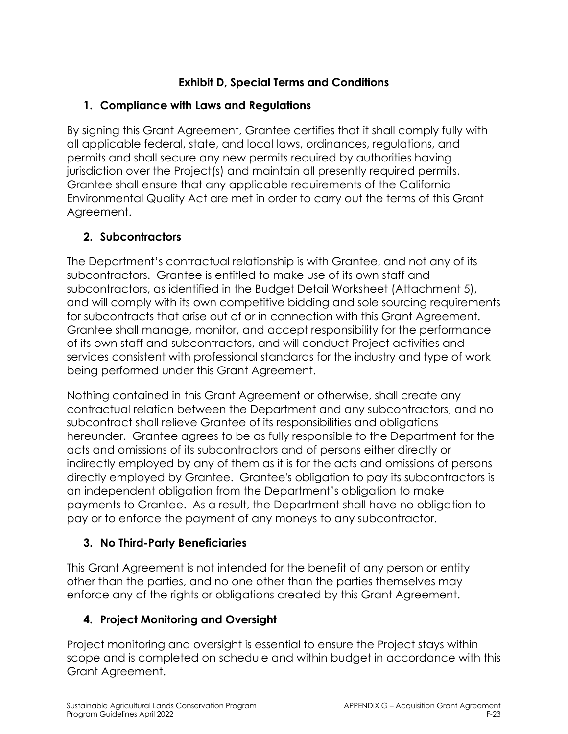# Exhibit D, Special Terms and Conditions

## 1. Compliance with Laws and Regulations

By signing this Grant Agreement, Grantee certifies that it shall comply fully with all applicable federal, state, and local laws, ordinances, regulations, and permits and shall secure any new permits required by authorities having jurisdiction over the Project(s) and maintain all presently required permits. Grantee shall ensure that any applicable requirements of the California Environmental Quality Act are met in order to carry out the terms of this Grant Agreement.

## 2. Subcontractors

The Department's contractual relationship is with Grantee, and not any of its subcontractors. Grantee is entitled to make use of its own staff and subcontractors, as identified in the Budget Detail Worksheet (Attachment 5), and will comply with its own competitive bidding and sole sourcing requirements for subcontracts that arise out of or in connection with this Grant Agreement. Grantee shall manage, monitor, and accept responsibility for the performance of its own staff and subcontractors, and will conduct Project activities and services consistent with professional standards for the industry and type of work being performed under this Grant Agreement.

Nothing contained in this Grant Agreement or otherwise, shall create any contractual relation between the Department and any subcontractors, and no subcontract shall relieve Grantee of its responsibilities and obligations hereunder. Grantee agrees to be as fully responsible to the Department for the acts and omissions of its subcontractors and of persons either directly or indirectly employed by any of them as it is for the acts and omissions of persons directly employed by Grantee. Grantee's obligation to pay its subcontractors is an independent obligation from the Department's obligation to make payments to Grantee. As a result, the Department shall have no obligation to pay or to enforce the payment of any moneys to any subcontractor.

## 3. No Third-Party Beneficiaries

This Grant Agreement is not intended for the benefit of any person or entity other than the parties, and no one other than the parties themselves may enforce any of the rights or obligations created by this Grant Agreement.

## 4. Project Monitoring and Oversight

Project monitoring and oversight is essential to ensure the Project stays within scope and is completed on schedule and within budget in accordance with this Grant Agreement.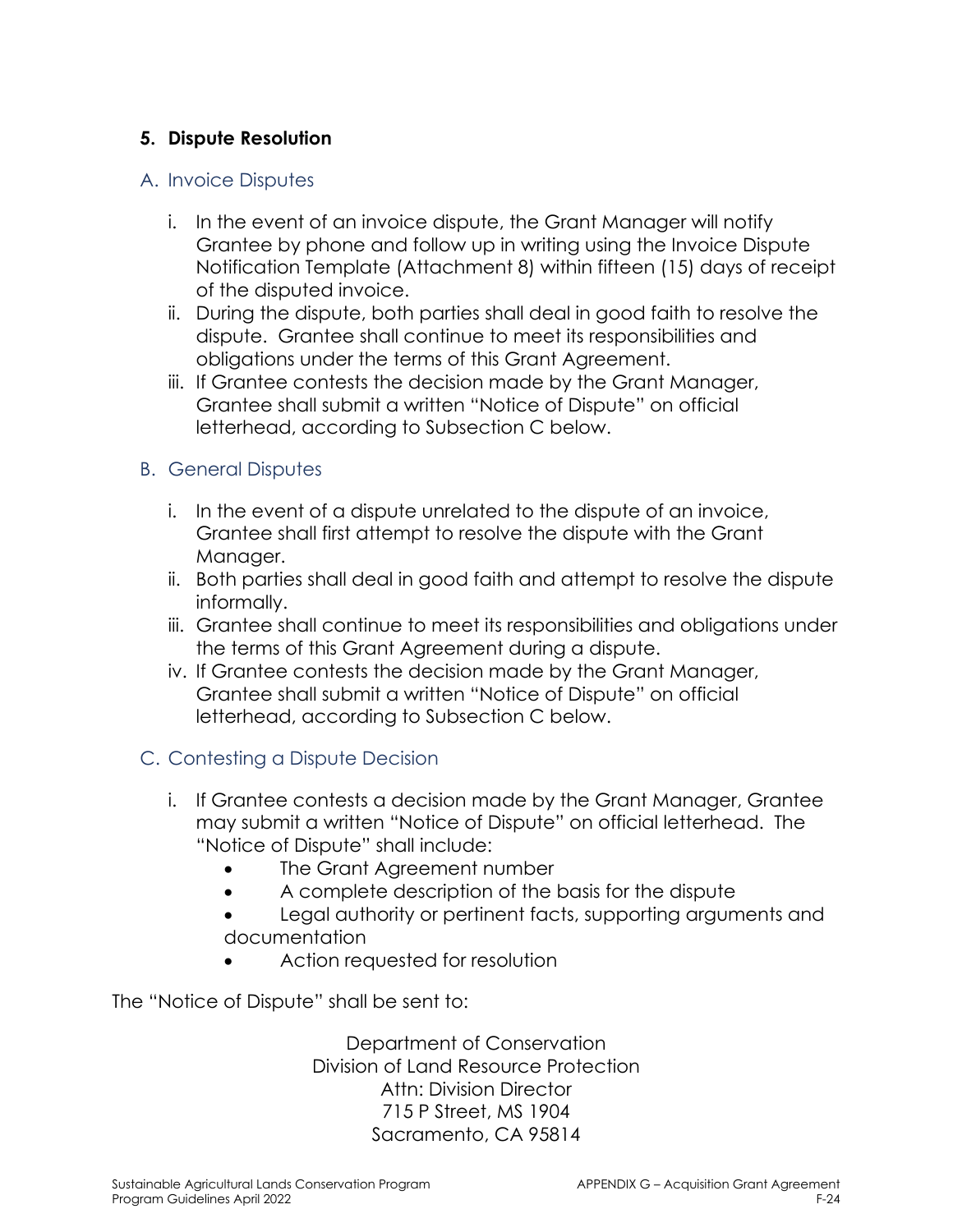## 5. Dispute Resolution

### A. Invoice Disputes

i. In the event of an invoice dispute, the Grant Manager will notify Grantee by phone and follow up in writing using the Invoice Dispute Notification Template (Attachment 8) within fifteen (15) days of receipt of the disputed invoice.

ii. During the dispute, both parties shall deal in good faith to resolve the dispute. Grantee shall continue to meet its responsibilities and obligations under the terms of this Grant Agreement.

iii. If Grantee contests the decision made by the Grant Manager, Grantee shall submit a written "Notice of Dispute" on official letterhead, according to Subsection C below.

### B. General Disputes

i. In the event of a dispute unrelated to the dispute of an invoice, Grantee shall first attempt to resolve the dispute with the Grant Manager.

ii. Both parties shall deal in good faith and attempt to resolve the dispute informally.

iii. Grantee shall continue to meet its responsibilities and obligations under the terms of this Grant Agreement during a dispute.

iv. If Grantee contests the decision made by the Grant Manager, Grantee shall submit a written "Notice of Dispute" on official letterhead, according to Subsection C below.

### C. Contesting a Dispute Decision

i. If Grantee contests a decision made by the Grant Manager, Grantee may submit a written "Notice of Dispute" on official letterhead. The "Notice of Dispute" shall include:

- The Grant Agreement number
- A complete description of the basis for the dispute
- Legal authority or pertinent facts, supporting arguments and documentation
- Action requested for resolution

The "Notice of Dispute" shall be sent to:

Department of Conservation
Division of Land Resource Protection
Attn: Division Director
715 P Street, MS 1904
Sacramento, CA 95814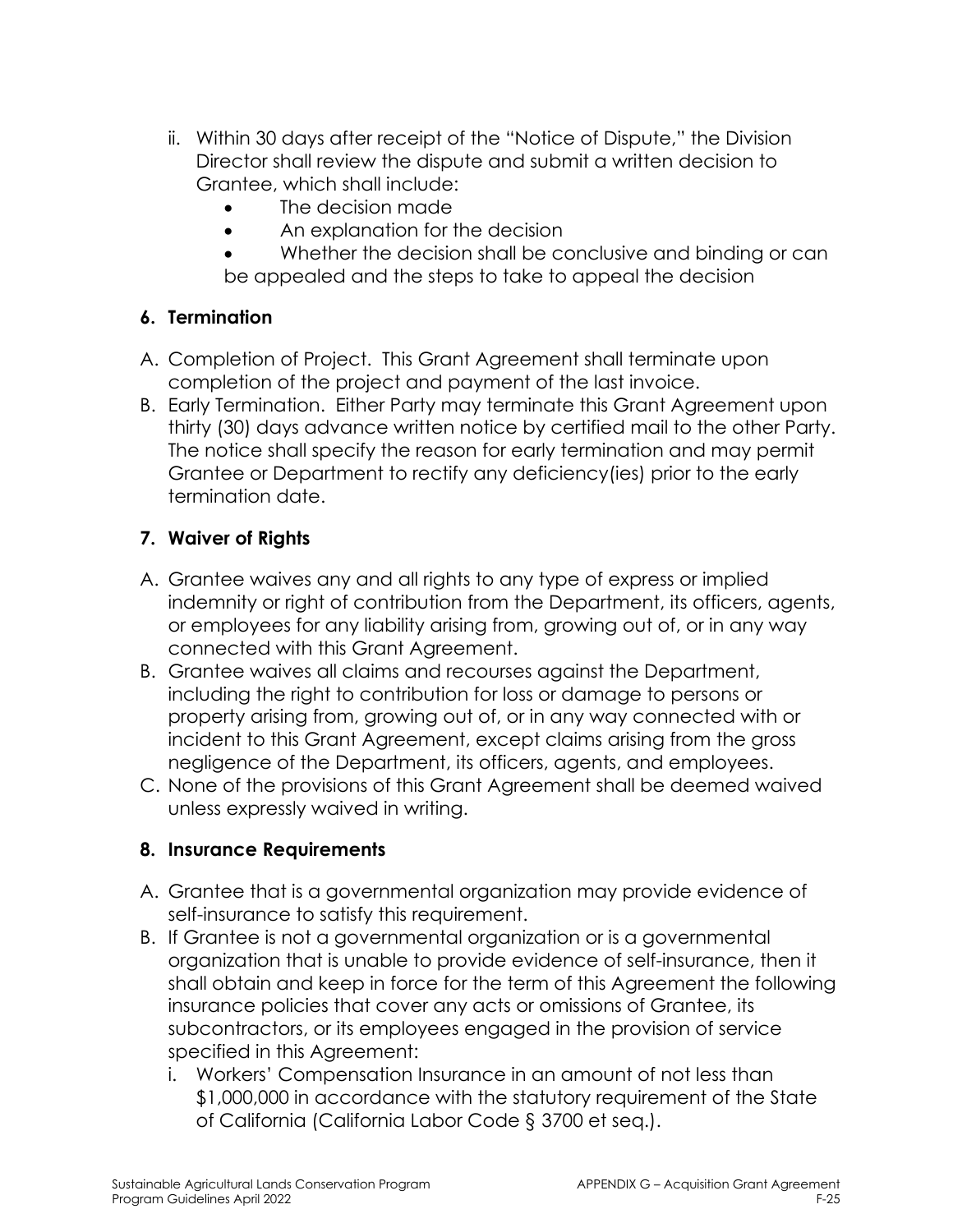ii. Within 30 days after receipt of the "Notice of Dispute," the Division Director shall review the dispute and submit a written decision to Grantee, which shall include:
   - The decision made
   - An explanation for the decision
   - Whether the decision shall be conclusive and binding or can be appealed and the steps to take to appeal the decision

**6. Termination**

A. Completion of Project. This Grant Agreement shall terminate upon completion of the project and payment of the last invoice.

B. Early Termination. Either Party may terminate this Grant Agreement upon thirty (30) days advance written notice by certified mail to the other Party. The notice shall specify the reason for early termination and may permit Grantee or Department to rectify any deficiency(ies) prior to the early termination date.

**7. Waiver of Rights**

A. Grantee waives any and all rights to any type of express or implied indemnity or right of contribution from the Department, its officers, agents, or employees for any liability arising from, growing out of, or in any way connected with this Grant Agreement.

B. Grantee waives all claims and recourses against the Department, including the right to contribution for loss or damage to persons or property arising from, growing out of, or in any way connected with or incident to this Grant Agreement, except claims arising from the gross negligence of the Department, its officers, agents, and employees.

C. None of the provisions of this Grant Agreement shall be deemed waived unless expressly waived in writing.

**8. Insurance Requirements**

A. Grantee that is a governmental organization may provide evidence of self-insurance to satisfy this requirement.

B. If Grantee is not a governmental organization or is a governmental organization that is unable to provide evidence of self-insurance, then it shall obtain and keep in force for the term of this Agreement the following insurance policies that cover any acts or omissions of Grantee, its subcontractors, or its employees engaged in the provision of service specified in this Agreement:

   i. Workers' Compensation Insurance in an amount of not less than $1,000,000 in accordance with the statutory requirement of the State of California (California Labor Code § 3700 et seq.).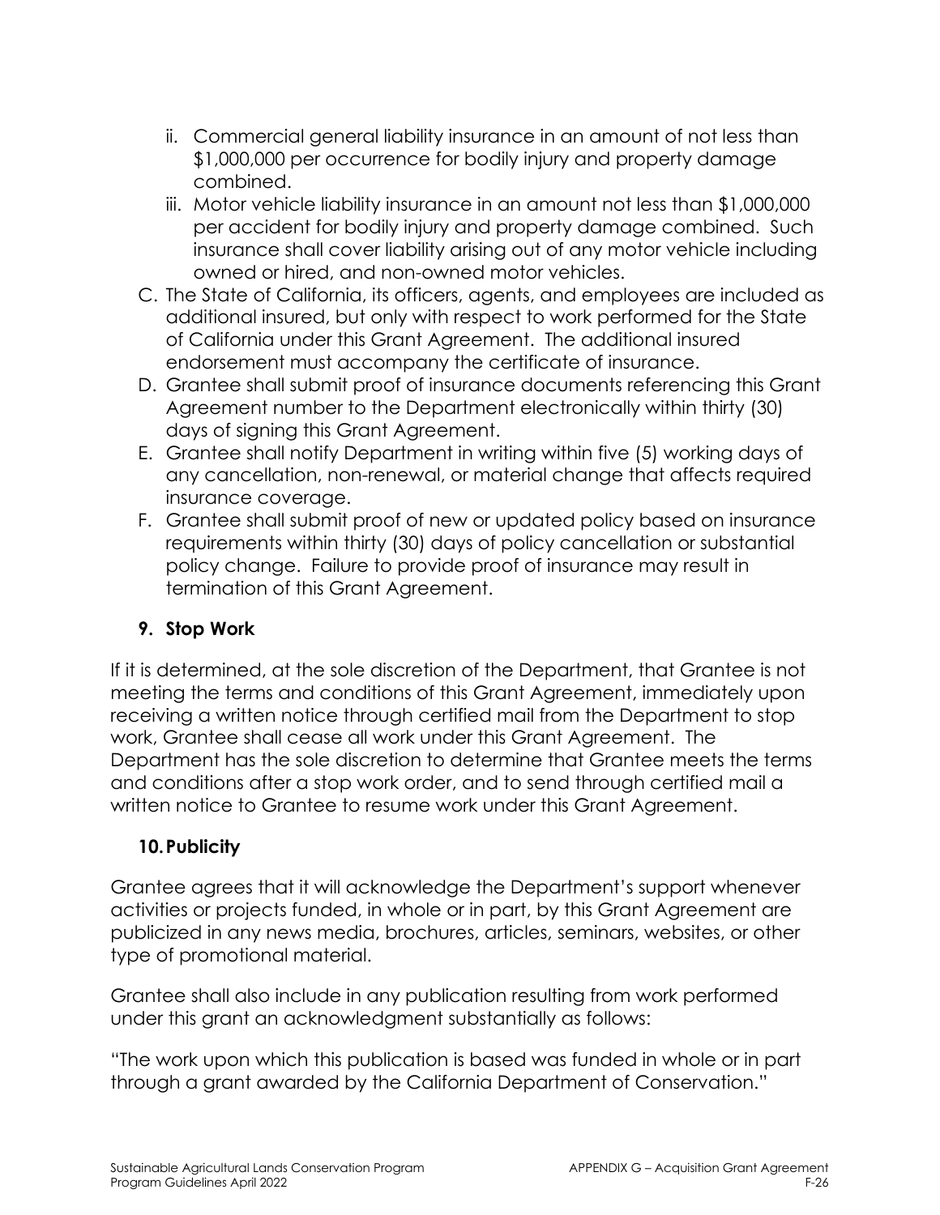ii. Commercial general liability insurance in an amount of not less than $1,000,000 per occurrence for bodily injury and property damage combined.
   iii. Motor vehicle liability insurance in an amount not less than $1,000,000 per accident for bodily injury and property damage combined. Such insurance shall cover liability arising out of any motor vehicle including owned or hired, and non-owned motor vehicles.

C. The State of California, its officers, agents, and employees are included as additional insured, but only with respect to work performed for the State of California under this Grant Agreement. The additional insured endorsement must accompany the certificate of insurance.
D. Grantee shall submit proof of insurance documents referencing this Grant Agreement number to the Department electronically within thirty (30) days of signing this Grant Agreement.
E. Grantee shall notify Department in writing within five (5) working days of any cancellation, non-renewal, or material change that affects required insurance coverage.
F. Grantee shall submit proof of new or updated policy based on insurance requirements within thirty (30) days of policy cancellation or substantial policy change. Failure to provide proof of insurance may result in termination of this Grant Agreement.

### 9. Stop Work

If it is determined, at the sole discretion of the Department, that Grantee is not meeting the terms and conditions of this Grant Agreement, immediately upon receiving a written notice through certified mail from the Department to stop work, Grantee shall cease all work under this Grant Agreement. The Department has the sole discretion to determine that Grantee meets the terms and conditions after a stop work order, and to send through certified mail a written notice to Grantee to resume work under this Grant Agreement.

### 10. Publicity

Grantee agrees that it will acknowledge the Department's support whenever activities or projects funded, in whole or in part, by this Grant Agreement are publicized in any news media, brochures, articles, seminars, websites, or other type of promotional material.

Grantee shall also include in any publication resulting from work performed under this grant an acknowledgment substantially as follows:

"The work upon which this publication is based was funded in whole or in part through a grant awarded by the California Department of Conservation."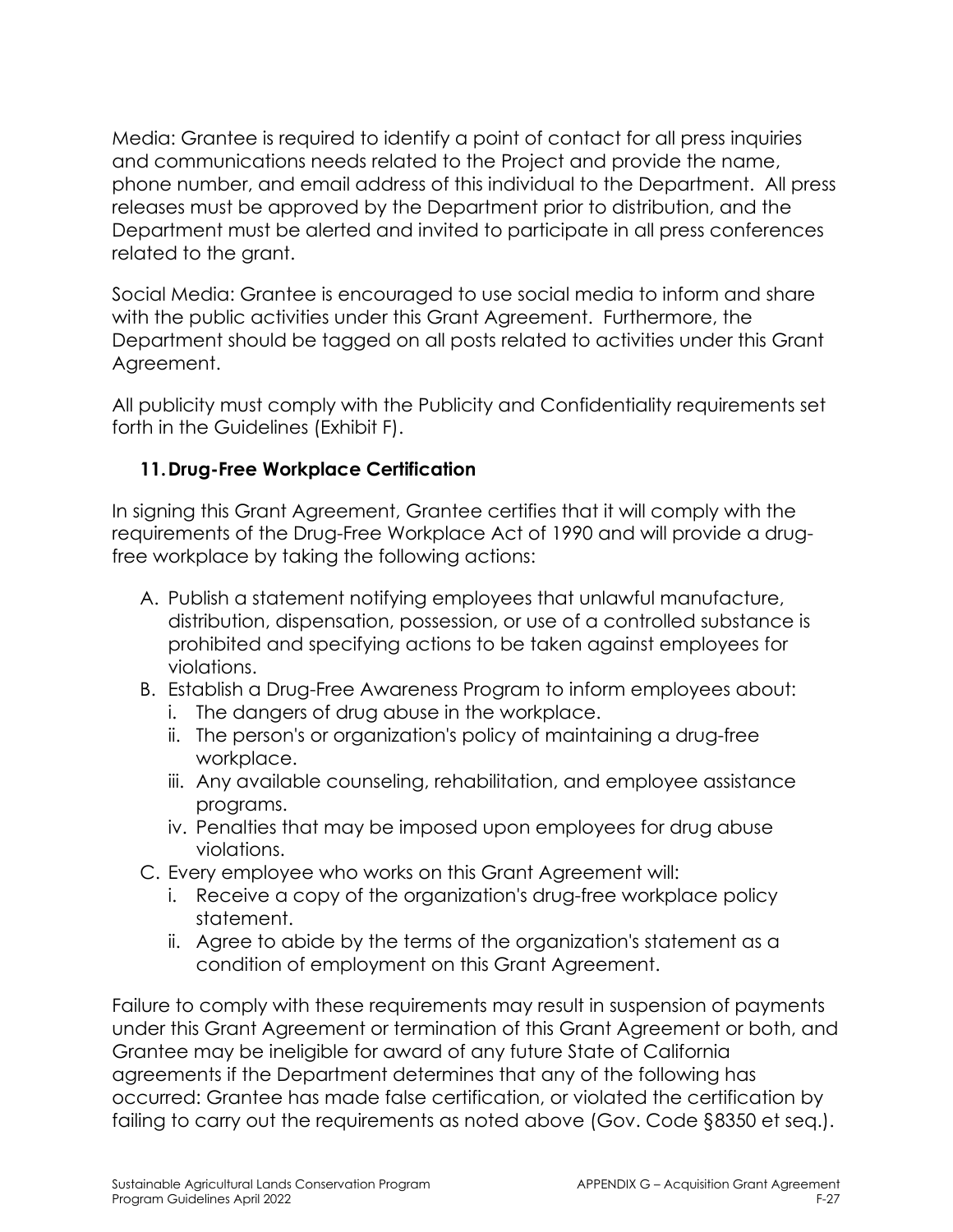Media: Grantee is required to identify a point of contact for all press inquiries and communications needs related to the Project and provide the name, phone number, and email address of this individual to the Department. All press releases must be approved by the Department prior to distribution, and the Department must be alerted and invited to participate in all press conferences related to the grant.

Social Media: Grantee is encouraged to use social media to inform and share with the public activities under this Grant Agreement. Furthermore, the Department should be tagged on all posts related to activities under this Grant Agreement.

All publicity must comply with the Publicity and Confidentiality requirements set forth in the Guidelines (Exhibit F).

### 11. Drug-Free Workplace Certification

In signing this Grant Agreement, Grantee certifies that it will comply with the requirements of the Drug-Free Workplace Act of 1990 and will provide a drug-free workplace by taking the following actions:

A. Publish a statement notifying employees that unlawful manufacture, distribution, dispensation, possession, or use of a controlled substance is prohibited and specifying actions to be taken against employees for violations.
B. Establish a Drug-Free Awareness Program to inform employees about:
   i. The dangers of drug abuse in the workplace.
   ii. The person's or organization's policy of maintaining a drug-free workplace.
   iii. Any available counseling, rehabilitation, and employee assistance programs.
   iv. Penalties that may be imposed upon employees for drug abuse violations.
C. Every employee who works on this Grant Agreement will:
   i. Receive a copy of the organization's drug-free workplace policy statement.
   ii. Agree to abide by the terms of the organization's statement as a condition of employment on this Grant Agreement.

Failure to comply with these requirements may result in suspension of payments under this Grant Agreement or termination of this Grant Agreement or both, and Grantee may be ineligible for award of any future State of California agreements if the Department determines that any of the following has occurred: Grantee has made false certification, or violated the certification by failing to carry out the requirements as noted above (Gov. Code §8350 et seq.).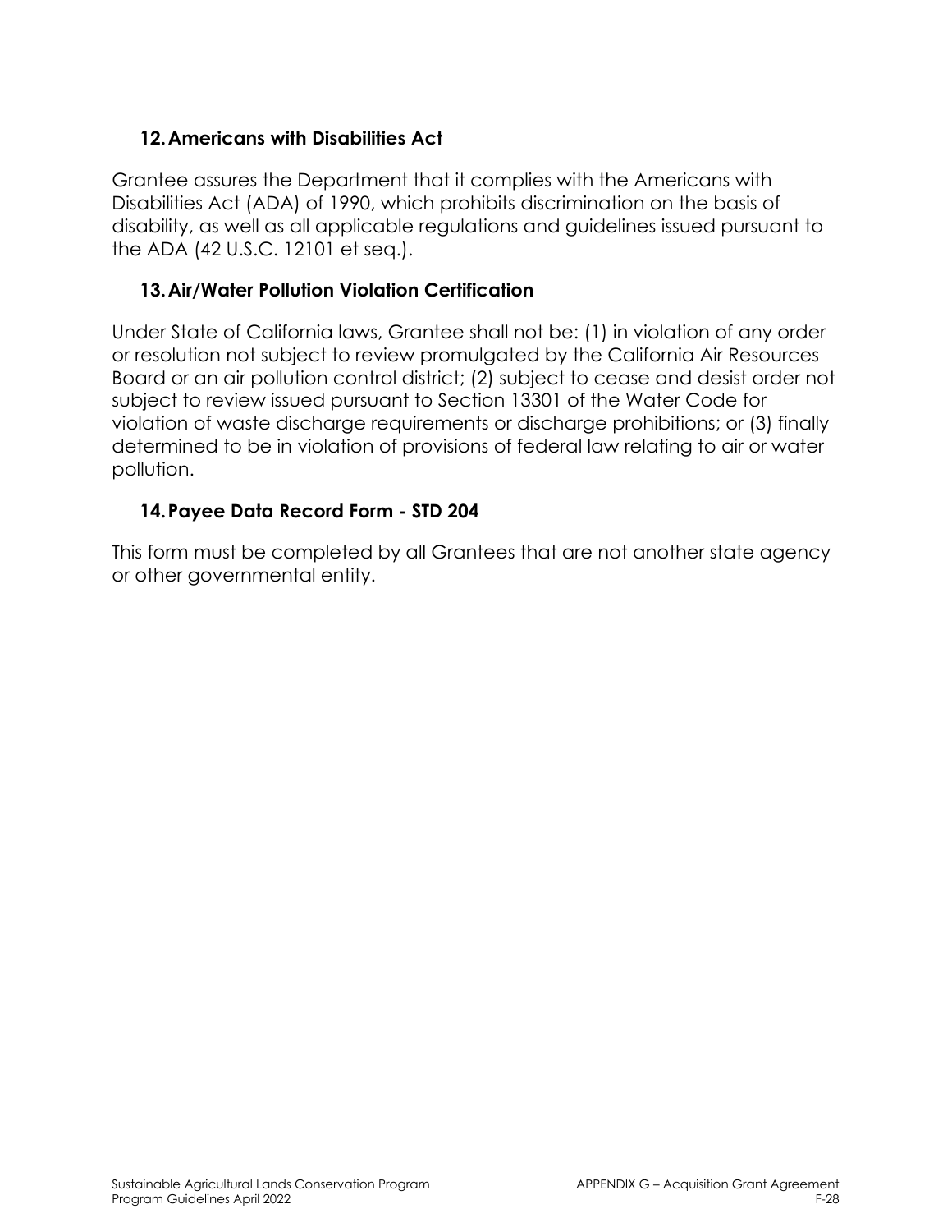### 12. Americans with Disabilities Act

Grantee assures the Department that it complies with the Americans with Disabilities Act (ADA) of 1990, which prohibits discrimination on the basis of disability, as well as all applicable regulations and guidelines issued pursuant to the ADA (42 U.S.C. 12101 et seq.).

### 13. Air/Water Pollution Violation Certification

Under State of California laws, Grantee shall not be: (1) in violation of any order or resolution not subject to review promulgated by the California Air Resources Board or an air pollution control district; (2) subject to cease and desist order not subject to review issued pursuant to Section 13301 of the Water Code for violation of waste discharge requirements or discharge prohibitions; or (3) finally determined to be in violation of provisions of federal law relating to air or water pollution.

### 14. Payee Data Record Form - STD 204

This form must be completed by all Grantees that are not another state agency or other governmental entity.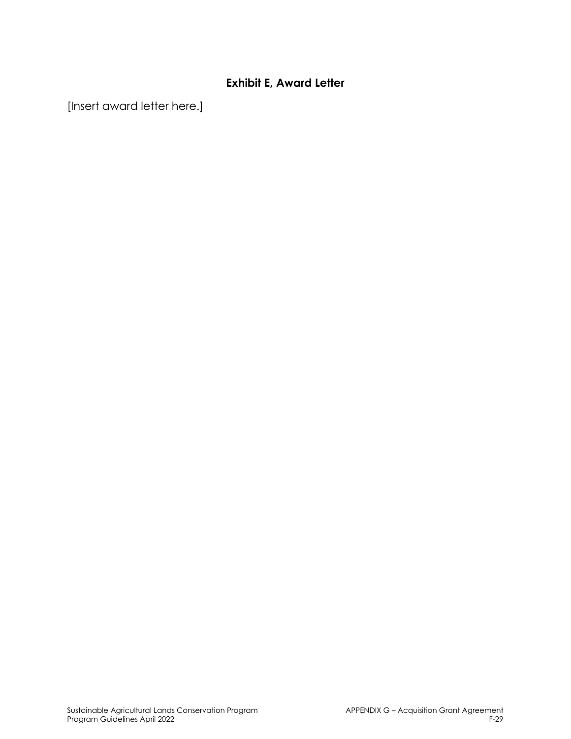## Exhibit E, Award Letter

[Insert award letter here.]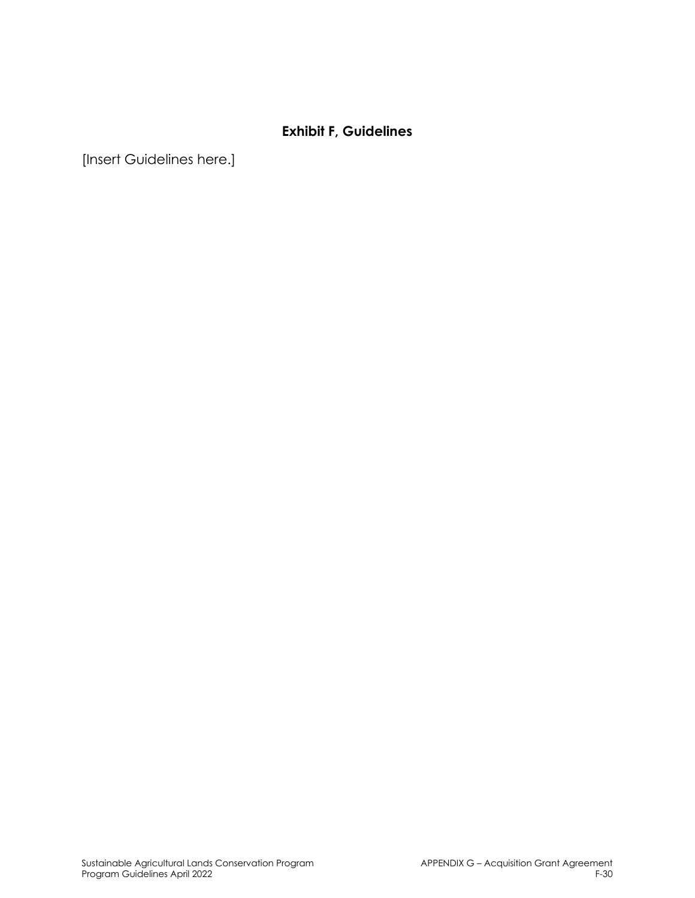## Exhibit F, Guidelines

[Insert Guidelines here.]